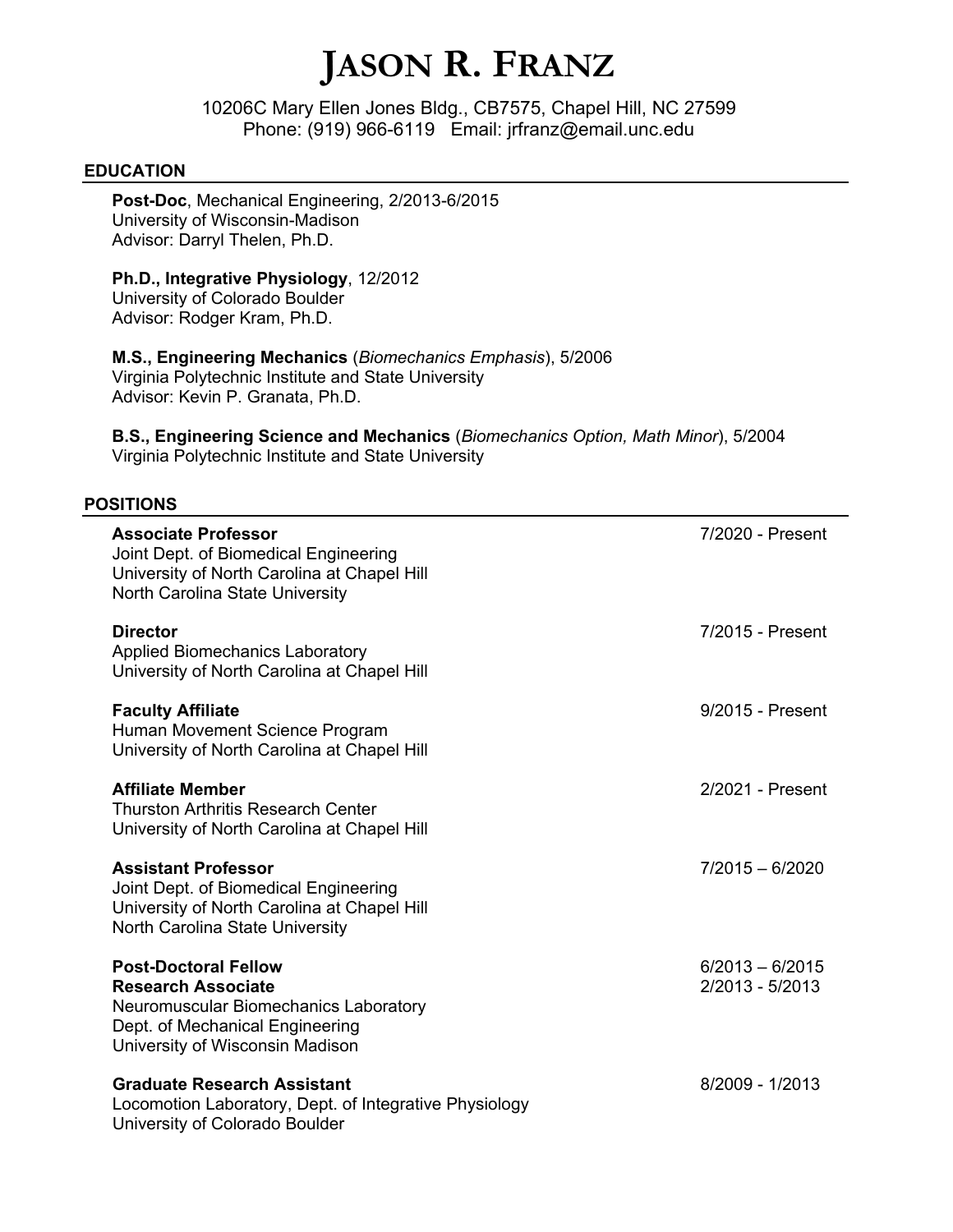# JASON R. FRANZ

10206C Mary Ellen Jones Bldg., CB7575, Chapel Hill, NC 27599
Phone: (919) 966-6119 Email: jrfranz@email.unc.edu

## EDUCATION

**Post-Doc**, Mechanical Engineering, 2/2013-6/2015
University of Wisconsin-Madison
Advisor: Darryl Thelen, Ph.D.

**Ph.D., Integrative Physiology**, 12/2012
University of Colorado Boulder
Advisor: Rodger Kram, Ph.D.

**M.S., Engineering Mechanics** (*Biomechanics Emphasis*), 5/2006
Virginia Polytechnic Institute and State University
Advisor: Kevin P. Granata, Ph.D.

**B.S., Engineering Science and Mechanics** (*Biomechanics Option, Math Minor*), 5/2004
Virginia Polytechnic Institute and State University

## POSITIONS

**Associate Professor** — 7/2020 - Present
Joint Dept. of Biomedical Engineering
University of North Carolina at Chapel Hill
North Carolina State University

**Director** — 7/2015 - Present
Applied Biomechanics Laboratory
University of North Carolina at Chapel Hill

**Faculty Affiliate** — 9/2015 - Present
Human Movement Science Program
University of North Carolina at Chapel Hill

**Affiliate Member** — 2/2021 - Present
Thurston Arthritis Research Center
University of North Carolina at Chapel Hill

**Assistant Professor** — 7/2015 – 6/2020
Joint Dept. of Biomedical Engineering
University of North Carolina at Chapel Hill
North Carolina State University

**Post-Doctoral Fellow** — 6/2013 – 6/2015
**Research Associate** — 2/2013 - 5/2013
Neuromuscular Biomechanics Laboratory
Dept. of Mechanical Engineering
University of Wisconsin Madison

**Graduate Research Assistant** — 8/2009 - 1/2013
Locomotion Laboratory, Dept. of Integrative Physiology
University of Colorado Boulder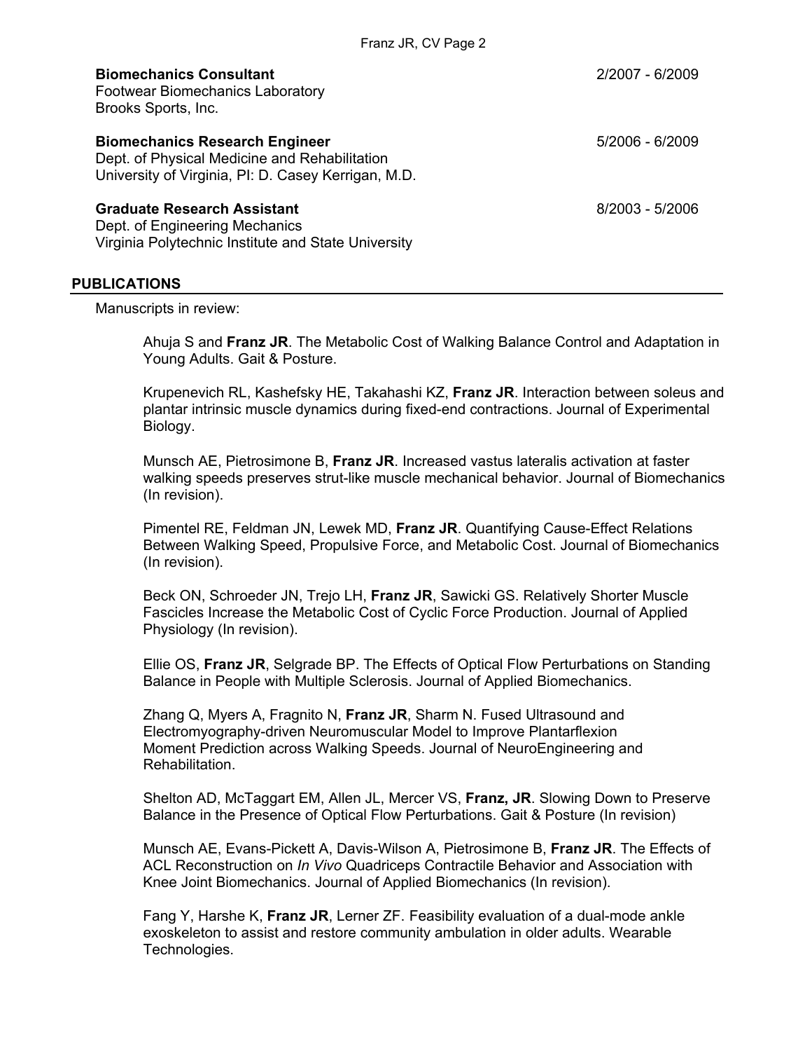**Biomechanics Consultant** 2/2007 - 6/2009
Footwear Biomechanics Laboratory
Brooks Sports, Inc.

**Biomechanics Research Engineer** 5/2006 - 6/2009
Dept. of Physical Medicine and Rehabilitation
University of Virginia, PI: D. Casey Kerrigan, M.D.

**Graduate Research Assistant** 8/2003 - 5/2006
Dept. of Engineering Mechanics
Virginia Polytechnic Institute and State University

## PUBLICATIONS

Manuscripts in review:

Ahuja S and **Franz JR**. The Metabolic Cost of Walking Balance Control and Adaptation in Young Adults. Gait & Posture.

Krupenevich RL, Kashefsky HE, Takahashi KZ, **Franz JR**. Interaction between soleus and plantar intrinsic muscle dynamics during fixed-end contractions. Journal of Experimental Biology.

Munsch AE, Pietrosimone B, **Franz JR**. Increased vastus lateralis activation at faster walking speeds preserves strut-like muscle mechanical behavior. Journal of Biomechanics (In revision).

Pimentel RE, Feldman JN, Lewek MD, **Franz JR**. Quantifying Cause-Effect Relations Between Walking Speed, Propulsive Force, and Metabolic Cost. Journal of Biomechanics (In revision).

Beck ON, Schroeder JN, Trejo LH, **Franz JR**, Sawicki GS. Relatively Shorter Muscle Fascicles Increase the Metabolic Cost of Cyclic Force Production. Journal of Applied Physiology (In revision).

Ellie OS, **Franz JR**, Selgrade BP. The Effects of Optical Flow Perturbations on Standing Balance in People with Multiple Sclerosis. Journal of Applied Biomechanics.

Zhang Q, Myers A, Fragnito N, **Franz JR**, Sharm N. Fused Ultrasound and Electromyography-driven Neuromuscular Model to Improve Plantarflexion Moment Prediction across Walking Speeds. Journal of NeuroEngineering and Rehabilitation.

Shelton AD, McTaggart EM, Allen JL, Mercer VS, **Franz, JR**. Slowing Down to Preserve Balance in the Presence of Optical Flow Perturbations. Gait & Posture (In revision)

Munsch AE, Evans-Pickett A, Davis-Wilson A, Pietrosimone B, **Franz JR**. The Effects of ACL Reconstruction on *In Vivo* Quadriceps Contractile Behavior and Association with Knee Joint Biomechanics. Journal of Applied Biomechanics (In revision).

Fang Y, Harshe K, **Franz JR**, Lerner ZF. Feasibility evaluation of a dual-mode ankle exoskeleton to assist and restore community ambulation in older adults. Wearable Technologies.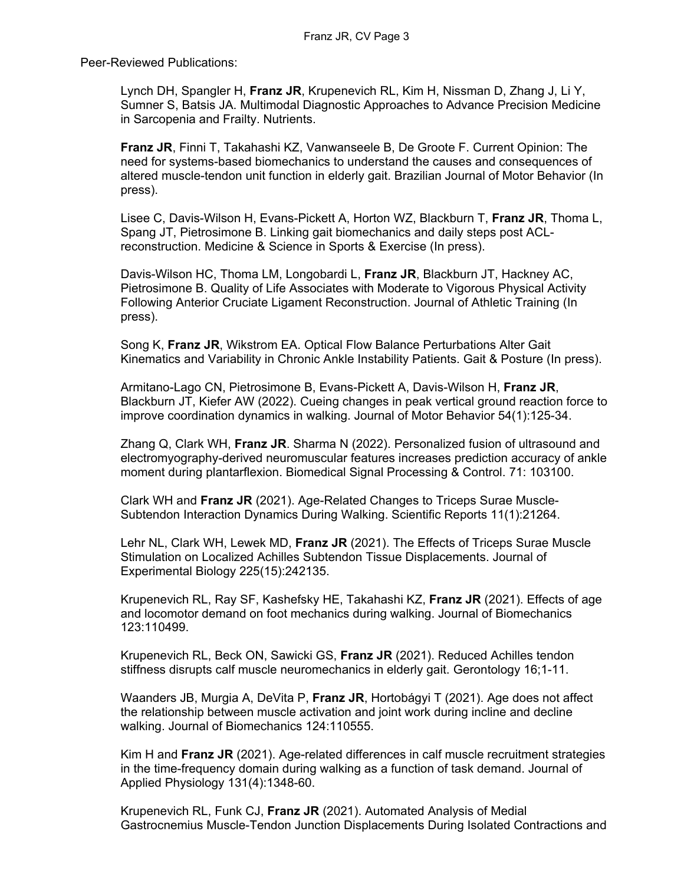Peer-Reviewed Publications:

Lynch DH, Spangler H, **Franz JR**, Krupenevich RL, Kim H, Nissman D, Zhang J, Li Y, Sumner S, Batsis JA. Multimodal Diagnostic Approaches to Advance Precision Medicine in Sarcopenia and Frailty. Nutrients.

**Franz JR**, Finni T, Takahashi KZ, Vanwanseele B, De Groote F. Current Opinion: The need for systems-based biomechanics to understand the causes and consequences of altered muscle-tendon unit function in elderly gait. Brazilian Journal of Motor Behavior (In press).

Lisee C, Davis-Wilson H, Evans-Pickett A, Horton WZ, Blackburn T, **Franz JR**, Thoma L, Spang JT, Pietrosimone B. Linking gait biomechanics and daily steps post ACL-reconstruction. Medicine & Science in Sports & Exercise (In press).

Davis-Wilson HC, Thoma LM, Longobardi L, **Franz JR**, Blackburn JT, Hackney AC, Pietrosimone B. Quality of Life Associates with Moderate to Vigorous Physical Activity Following Anterior Cruciate Ligament Reconstruction. Journal of Athletic Training (In press).

Song K, **Franz JR**, Wikstrom EA. Optical Flow Balance Perturbations Alter Gait Kinematics and Variability in Chronic Ankle Instability Patients. Gait & Posture (In press).

Armitano-Lago CN, Pietrosimone B, Evans-Pickett A, Davis-Wilson H, **Franz JR**, Blackburn JT, Kiefer AW (2022). Cueing changes in peak vertical ground reaction force to improve coordination dynamics in walking. Journal of Motor Behavior 54(1):125-34.

Zhang Q, Clark WH, **Franz JR**. Sharma N (2022). Personalized fusion of ultrasound and electromyography-derived neuromuscular features increases prediction accuracy of ankle moment during plantarflexion. Biomedical Signal Processing & Control. 71: 103100.

Clark WH and **Franz JR** (2021). Age-Related Changes to Triceps Surae Muscle-Subtendon Interaction Dynamics During Walking. Scientific Reports 11(1):21264.

Lehr NL, Clark WH, Lewek MD, **Franz JR** (2021). The Effects of Triceps Surae Muscle Stimulation on Localized Achilles Subtendon Tissue Displacements. Journal of Experimental Biology 225(15):242135.

Krupenevich RL, Ray SF, Kashefsky HE, Takahashi KZ, **Franz JR** (2021). Effects of age and locomotor demand on foot mechanics during walking. Journal of Biomechanics 123:110499.

Krupenevich RL, Beck ON, Sawicki GS, **Franz JR** (2021). Reduced Achilles tendon stiffness disrupts calf muscle neuromechanics in elderly gait. Gerontology 16;1-11.

Waanders JB, Murgia A, DeVita P, **Franz JR**, Hortobágyi T (2021). Age does not affect the relationship between muscle activation and joint work during incline and decline walking. Journal of Biomechanics 124:110555.

Kim H and **Franz JR** (2021). Age-related differences in calf muscle recruitment strategies in the time-frequency domain during walking as a function of task demand. Journal of Applied Physiology 131(4):1348-60.

Krupenevich RL, Funk CJ, **Franz JR** (2021). Automated Analysis of Medial Gastrocnemius Muscle-Tendon Junction Displacements During Isolated Contractions and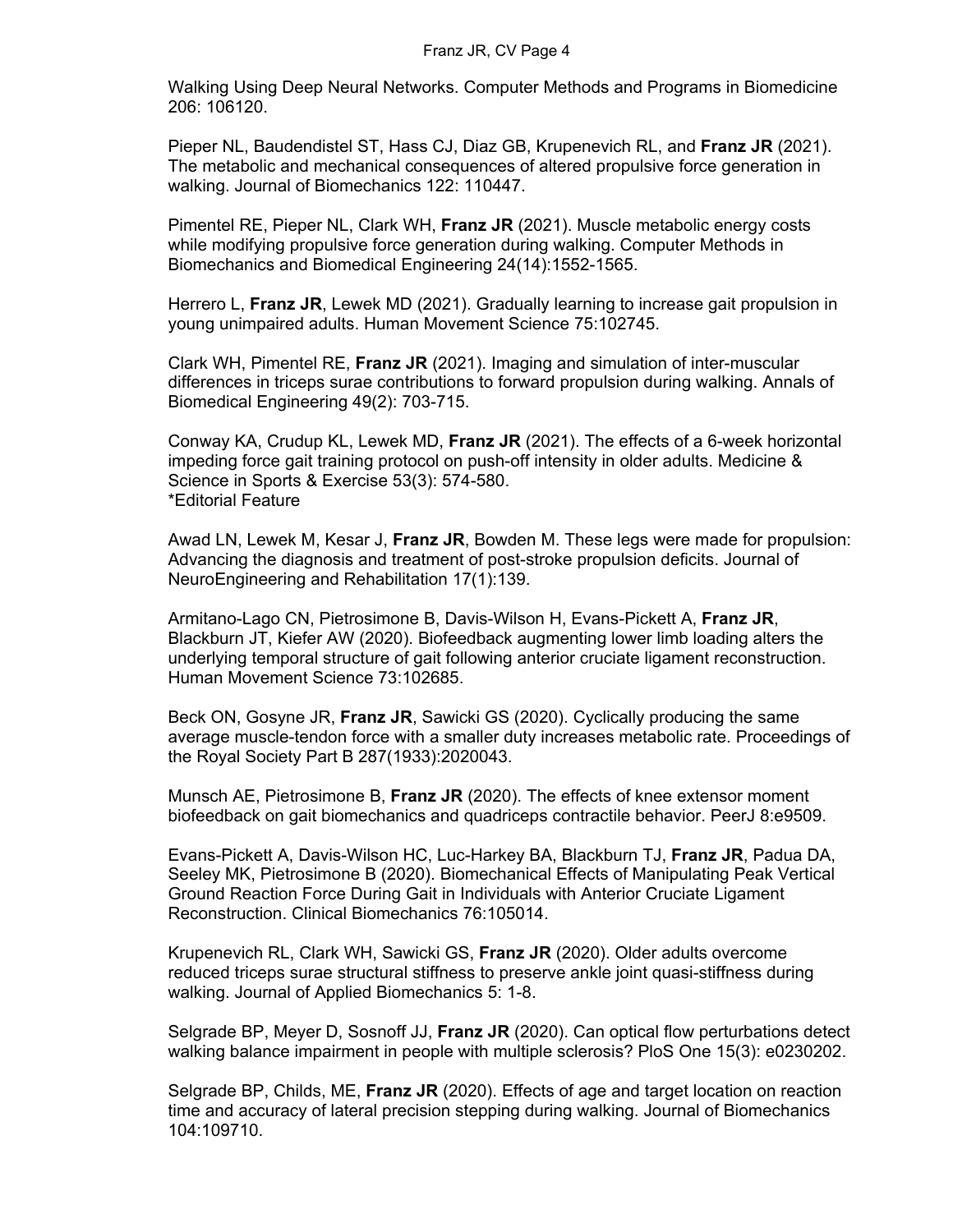Walking Using Deep Neural Networks. Computer Methods and Programs in Biomedicine 206: 106120.

Pieper NL, Baudendistel ST, Hass CJ, Diaz GB, Krupenevich RL, and **Franz JR** (2021). The metabolic and mechanical consequences of altered propulsive force generation in walking. Journal of Biomechanics 122: 110447.

Pimentel RE, Pieper NL, Clark WH, **Franz JR** (2021). Muscle metabolic energy costs while modifying propulsive force generation during walking. Computer Methods in Biomechanics and Biomedical Engineering 24(14):1552-1565.

Herrero L, **Franz JR**, Lewek MD (2021). Gradually learning to increase gait propulsion in young unimpaired adults. Human Movement Science 75:102745.

Clark WH, Pimentel RE, **Franz JR** (2021). Imaging and simulation of inter-muscular differences in triceps surae contributions to forward propulsion during walking. Annals of Biomedical Engineering 49(2): 703-715.

Conway KA, Crudup KL, Lewek MD, **Franz JR** (2021). The effects of a 6-week horizontal impeding force gait training protocol on push-off intensity in older adults. Medicine & Science in Sports & Exercise 53(3): 574-580.
*Editorial Feature

Awad LN, Lewek M, Kesar J, **Franz JR**, Bowden M. These legs were made for propulsion: Advancing the diagnosis and treatment of post-stroke propulsion deficits. Journal of NeuroEngineering and Rehabilitation 17(1):139.

Armitano-Lago CN, Pietrosimone B, Davis-Wilson H, Evans-Pickett A, **Franz JR**, Blackburn JT, Kiefer AW (2020). Biofeedback augmenting lower limb loading alters the underlying temporal structure of gait following anterior cruciate ligament reconstruction. Human Movement Science 73:102685.

Beck ON, Gosyne JR, **Franz JR**, Sawicki GS (2020). Cyclically producing the same average muscle-tendon force with a smaller duty increases metabolic rate. Proceedings of the Royal Society Part B 287(1933):2020043.

Munsch AE, Pietrosimone B, **Franz JR** (2020). The effects of knee extensor moment biofeedback on gait biomechanics and quadriceps contractile behavior. PeerJ 8:e9509.

Evans-Pickett A, Davis-Wilson HC, Luc-Harkey BA, Blackburn TJ, **Franz JR**, Padua DA, Seeley MK, Pietrosimone B (2020). Biomechanical Effects of Manipulating Peak Vertical Ground Reaction Force During Gait in Individuals with Anterior Cruciate Ligament Reconstruction. Clinical Biomechanics 76:105014.

Krupenevich RL, Clark WH, Sawicki GS, **Franz JR** (2020). Older adults overcome reduced triceps surae structural stiffness to preserve ankle joint quasi-stiffness during walking. Journal of Applied Biomechanics 5: 1-8.

Selgrade BP, Meyer D, Sosnoff JJ, **Franz JR** (2020). Can optical flow perturbations detect walking balance impairment in people with multiple sclerosis? PloS One 15(3): e0230202.

Selgrade BP, Childs, ME, **Franz JR** (2020). Effects of age and target location on reaction time and accuracy of lateral precision stepping during walking. Journal of Biomechanics 104:109710.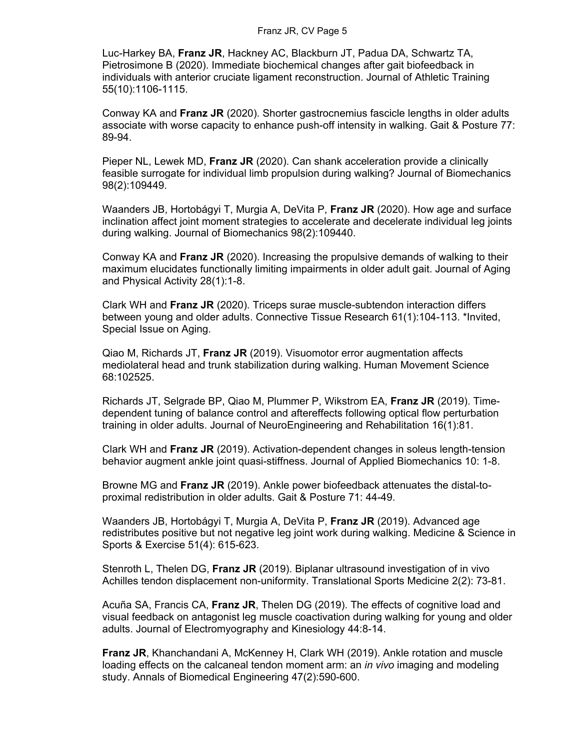Luc-Harkey BA, **Franz JR**, Hackney AC, Blackburn JT, Padua DA, Schwartz TA, Pietrosimone B (2020). Immediate biochemical changes after gait biofeedback in individuals with anterior cruciate ligament reconstruction. Journal of Athletic Training 55(10):1106-1115.

Conway KA and **Franz JR** (2020). Shorter gastrocnemius fascicle lengths in older adults associate with worse capacity to enhance push-off intensity in walking. Gait & Posture 77: 89-94.

Pieper NL, Lewek MD, **Franz JR** (2020). Can shank acceleration provide a clinically feasible surrogate for individual limb propulsion during walking? Journal of Biomechanics 98(2):109449.

Waanders JB, Hortobágyi T, Murgia A, DeVita P, **Franz JR** (2020). How age and surface inclination affect joint moment strategies to accelerate and decelerate individual leg joints during walking. Journal of Biomechanics 98(2):109440.

Conway KA and **Franz JR** (2020). Increasing the propulsive demands of walking to their maximum elucidates functionally limiting impairments in older adult gait. Journal of Aging and Physical Activity 28(1):1-8.

Clark WH and **Franz JR** (2020). Triceps surae muscle-subtendon interaction differs between young and older adults. Connective Tissue Research 61(1):104-113. *Invited, Special Issue on Aging.

Qiao M, Richards JT, **Franz JR** (2019). Visuomotor error augmentation affects mediolateral head and trunk stabilization during walking. Human Movement Science 68:102525.

Richards JT, Selgrade BP, Qiao M, Plummer P, Wikstrom EA, **Franz JR** (2019). Time-dependent tuning of balance control and aftereffects following optical flow perturbation training in older adults. Journal of NeuroEngineering and Rehabilitation 16(1):81.

Clark WH and **Franz JR** (2019). Activation-dependent changes in soleus length-tension behavior augment ankle joint quasi-stiffness. Journal of Applied Biomechanics 10: 1-8.

Browne MG and **Franz JR** (2019). Ankle power biofeedback attenuates the distal-to-proximal redistribution in older adults. Gait & Posture 71: 44-49.

Waanders JB, Hortobágyi T, Murgia A, DeVita P, **Franz JR** (2019). Advanced age redistributes positive but not negative leg joint work during walking. Medicine & Science in Sports & Exercise 51(4): 615-623.

Stenroth L, Thelen DG, **Franz JR** (2019). Biplanar ultrasound investigation of in vivo Achilles tendon displacement non-uniformity. Translational Sports Medicine 2(2): 73-81.

Acuña SA, Francis CA, **Franz JR**, Thelen DG (2019). The effects of cognitive load and visual feedback on antagonist leg muscle coactivation during walking for young and older adults. Journal of Electromyography and Kinesiology 44:8-14.

**Franz JR**, Khanchandani A, McKenney H, Clark WH (2019). Ankle rotation and muscle loading effects on the calcaneal tendon moment arm: an *in vivo* imaging and modeling study. Annals of Biomedical Engineering 47(2):590-600.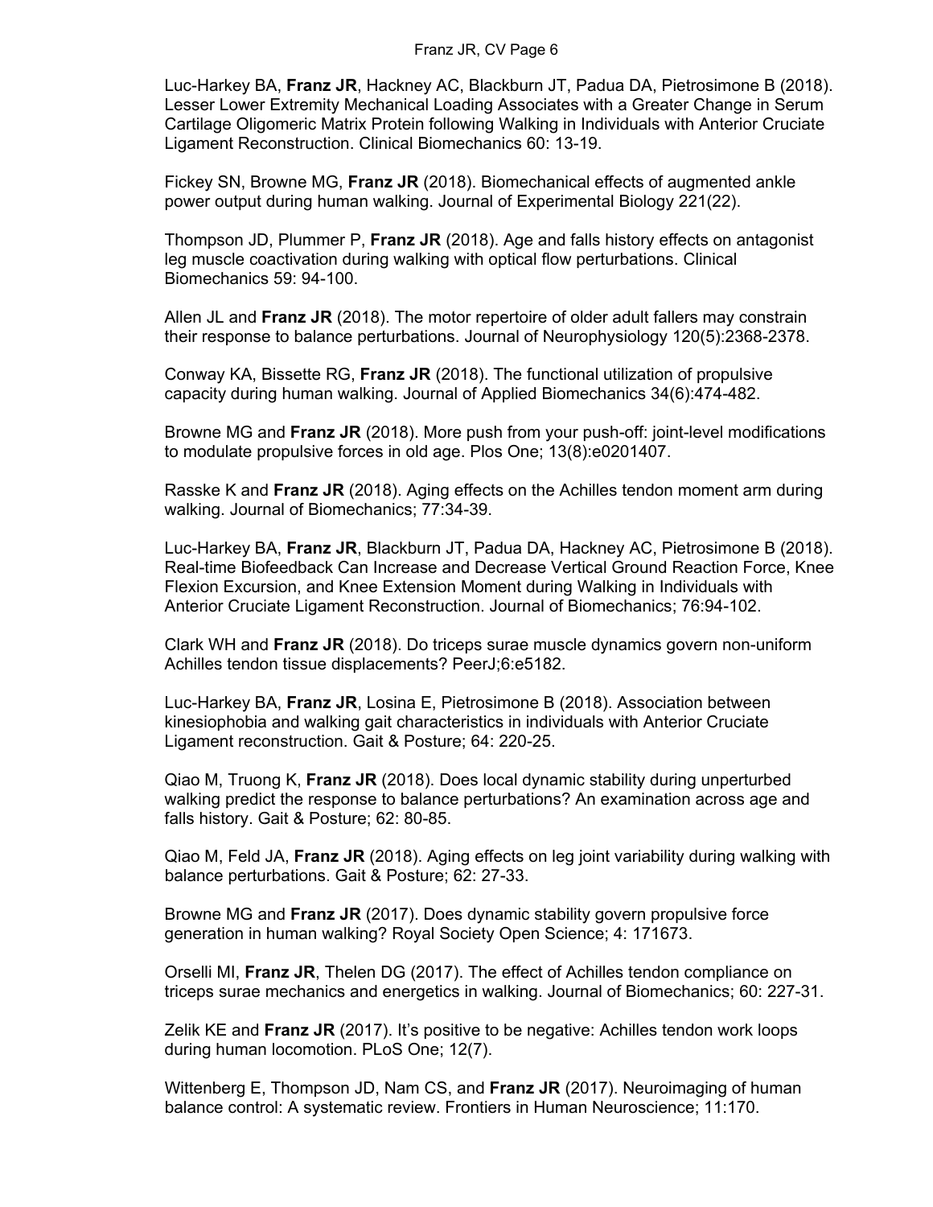Luc-Harkey BA, **Franz JR**, Hackney AC, Blackburn JT, Padua DA, Pietrosimone B (2018). Lesser Lower Extremity Mechanical Loading Associates with a Greater Change in Serum Cartilage Oligomeric Matrix Protein following Walking in Individuals with Anterior Cruciate Ligament Reconstruction. Clinical Biomechanics 60: 13-19.

Fickey SN, Browne MG, **Franz JR** (2018). Biomechanical effects of augmented ankle power output during human walking. Journal of Experimental Biology 221(22).

Thompson JD, Plummer P, **Franz JR** (2018). Age and falls history effects on antagonist leg muscle coactivation during walking with optical flow perturbations. Clinical Biomechanics 59: 94-100.

Allen JL and **Franz JR** (2018). The motor repertoire of older adult fallers may constrain their response to balance perturbations. Journal of Neurophysiology 120(5):2368-2378.

Conway KA, Bissette RG, **Franz JR** (2018). The functional utilization of propulsive capacity during human walking. Journal of Applied Biomechanics 34(6):474-482.

Browne MG and **Franz JR** (2018). More push from your push-off: joint-level modifications to modulate propulsive forces in old age. Plos One; 13(8):e0201407.

Rasske K and **Franz JR** (2018). Aging effects on the Achilles tendon moment arm during walking. Journal of Biomechanics; 77:34-39.

Luc-Harkey BA, **Franz JR**, Blackburn JT, Padua DA, Hackney AC, Pietrosimone B (2018). Real-time Biofeedback Can Increase and Decrease Vertical Ground Reaction Force, Knee Flexion Excursion, and Knee Extension Moment during Walking in Individuals with Anterior Cruciate Ligament Reconstruction. Journal of Biomechanics; 76:94-102.

Clark WH and **Franz JR** (2018). Do triceps surae muscle dynamics govern non-uniform Achilles tendon tissue displacements? PeerJ;6:e5182.

Luc-Harkey BA, **Franz JR**, Losina E, Pietrosimone B (2018). Association between kinesiophobia and walking gait characteristics in individuals with Anterior Cruciate Ligament reconstruction. Gait & Posture; 64: 220-25.

Qiao M, Truong K, **Franz JR** (2018). Does local dynamic stability during unperturbed walking predict the response to balance perturbations? An examination across age and falls history. Gait & Posture; 62: 80-85.

Qiao M, Feld JA, **Franz JR** (2018). Aging effects on leg joint variability during walking with balance perturbations. Gait & Posture; 62: 27-33.

Browne MG and **Franz JR** (2017). Does dynamic stability govern propulsive force generation in human walking? Royal Society Open Science; 4: 171673.

Orselli MI, **Franz JR**, Thelen DG (2017). The effect of Achilles tendon compliance on triceps surae mechanics and energetics in walking. Journal of Biomechanics; 60: 227-31.

Zelik KE and **Franz JR** (2017). It's positive to be negative: Achilles tendon work loops during human locomotion. PLoS One; 12(7).

Wittenberg E, Thompson JD, Nam CS, and **Franz JR** (2017). Neuroimaging of human balance control: A systematic review. Frontiers in Human Neuroscience; 11:170.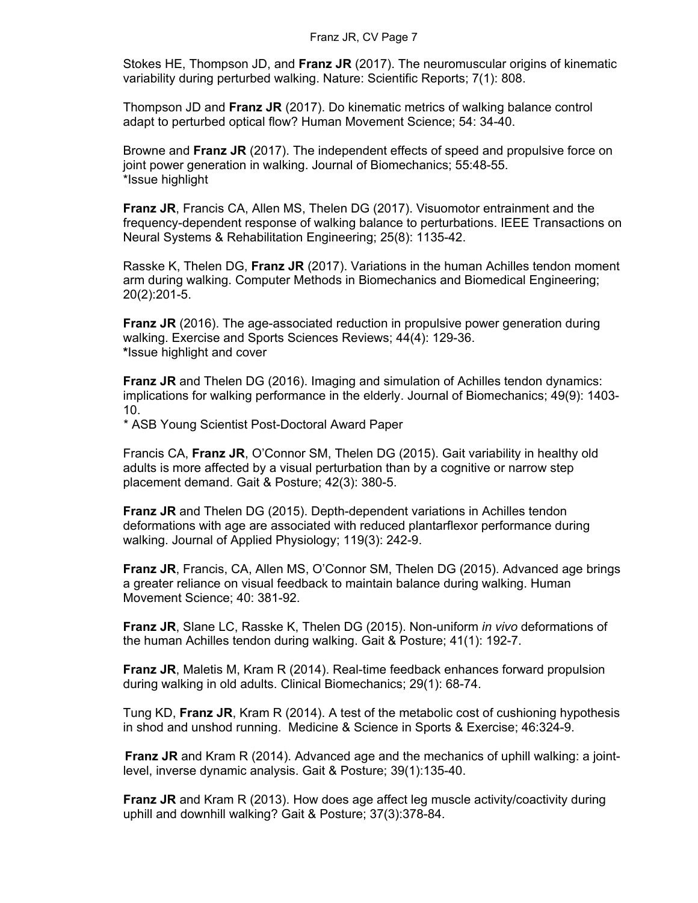Stokes HE, Thompson JD, and **Franz JR** (2017). The neuromuscular origins of kinematic variability during perturbed walking. Nature: Scientific Reports; 7(1): 808.

Thompson JD and **Franz JR** (2017). Do kinematic metrics of walking balance control adapt to perturbed optical flow? Human Movement Science; 54: 34-40.

Browne and **Franz JR** (2017). The independent effects of speed and propulsive force on joint power generation in walking. Journal of Biomechanics; 55:48-55.
*Issue highlight

**Franz JR**, Francis CA, Allen MS, Thelen DG (2017). Visuomotor entrainment and the frequency-dependent response of walking balance to perturbations. IEEE Transactions on Neural Systems & Rehabilitation Engineering; 25(8): 1135-42.

Rasske K, Thelen DG, **Franz JR** (2017). Variations in the human Achilles tendon moment arm during walking. Computer Methods in Biomechanics and Biomedical Engineering; 20(2):201-5.

**Franz JR** (2016). The age-associated reduction in propulsive power generation during walking. Exercise and Sports Sciences Reviews; 44(4): 129-36.
***Issue highlight and cover**

**Franz JR** and Thelen DG (2016). Imaging and simulation of Achilles tendon dynamics: implications for walking performance in the elderly. Journal of Biomechanics; 49(9): 1403-10.
* ASB Young Scientist Post-Doctoral Award Paper

Francis CA, **Franz JR**, O'Connor SM, Thelen DG (2015). Gait variability in healthy old adults is more affected by a visual perturbation than by a cognitive or narrow step placement demand. Gait & Posture; 42(3): 380-5.

**Franz JR** and Thelen DG (2015). Depth-dependent variations in Achilles tendon deformations with age are associated with reduced plantarflexor performance during walking. Journal of Applied Physiology; 119(3): 242-9.

**Franz JR**, Francis, CA, Allen MS, O'Connor SM, Thelen DG (2015). Advanced age brings a greater reliance on visual feedback to maintain balance during walking. Human Movement Science; 40: 381-92.

**Franz JR**, Slane LC, Rasske K, Thelen DG (2015). Non-uniform *in vivo* deformations of the human Achilles tendon during walking. Gait & Posture; 41(1): 192-7.

**Franz JR**, Maletis M, Kram R (2014). Real-time feedback enhances forward propulsion during walking in old adults. Clinical Biomechanics; 29(1): 68-74.

Tung KD, **Franz JR**, Kram R (2014). A test of the metabolic cost of cushioning hypothesis in shod and unshod running. Medicine & Science in Sports & Exercise; 46:324-9.

**Franz JR** and Kram R (2014). Advanced age and the mechanics of uphill walking: a joint-level, inverse dynamic analysis. Gait & Posture; 39(1):135-40.

**Franz JR** and Kram R (2013). How does age affect leg muscle activity/coactivity during uphill and downhill walking? Gait & Posture; 37(3):378-84.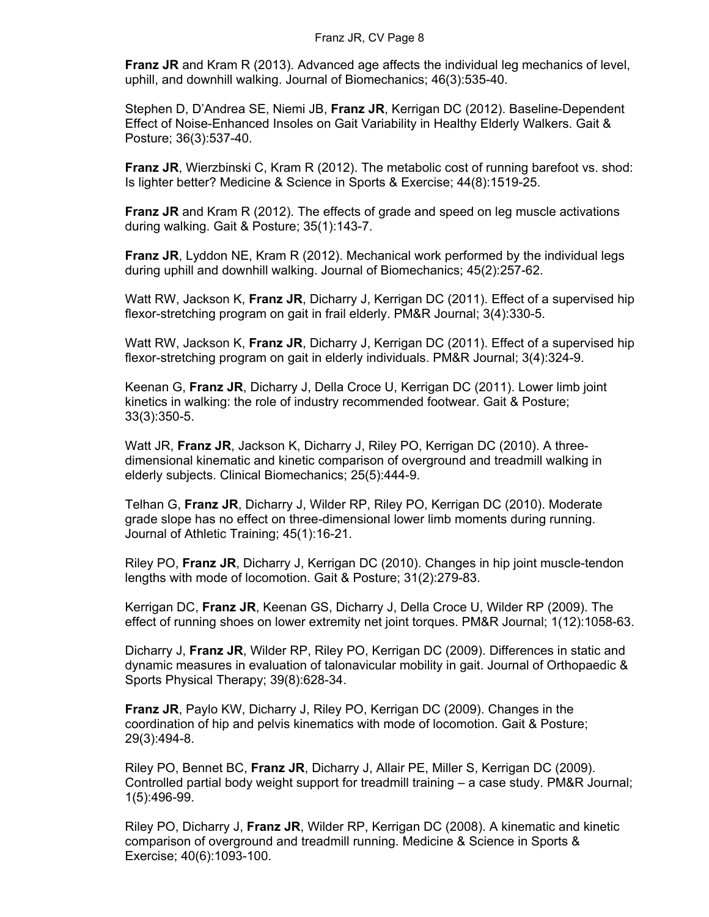**Franz JR** and Kram R (2013). Advanced age affects the individual leg mechanics of level, uphill, and downhill walking. Journal of Biomechanics; 46(3):535-40.

Stephen D, D'Andrea SE, Niemi JB, **Franz JR**, Kerrigan DC (2012). Baseline-Dependent Effect of Noise-Enhanced Insoles on Gait Variability in Healthy Elderly Walkers. Gait & Posture; 36(3):537-40.

**Franz JR**, Wierzbinski C, Kram R (2012). The metabolic cost of running barefoot vs. shod: Is lighter better? Medicine & Science in Sports & Exercise; 44(8):1519-25.

**Franz JR** and Kram R (2012). The effects of grade and speed on leg muscle activations during walking. Gait & Posture; 35(1):143-7.

**Franz JR**, Lyddon NE, Kram R (2012). Mechanical work performed by the individual legs during uphill and downhill walking. Journal of Biomechanics; 45(2):257-62.

Watt RW, Jackson K, **Franz JR**, Dicharry J, Kerrigan DC (2011). Effect of a supervised hip flexor-stretching program on gait in frail elderly. PM&R Journal; 3(4):330-5.

Watt RW, Jackson K, **Franz JR**, Dicharry J, Kerrigan DC (2011). Effect of a supervised hip flexor-stretching program on gait in elderly individuals. PM&R Journal; 3(4):324-9.

Keenan G, **Franz JR**, Dicharry J, Della Croce U, Kerrigan DC (2011). Lower limb joint kinetics in walking: the role of industry recommended footwear. Gait & Posture; 33(3):350-5.

Watt JR, **Franz JR**, Jackson K, Dicharry J, Riley PO, Kerrigan DC (2010). A three-dimensional kinematic and kinetic comparison of overground and treadmill walking in elderly subjects. Clinical Biomechanics; 25(5):444-9.

Telhan G, **Franz JR**, Dicharry J, Wilder RP, Riley PO, Kerrigan DC (2010). Moderate grade slope has no effect on three-dimensional lower limb moments during running. Journal of Athletic Training; 45(1):16-21.

Riley PO, **Franz JR**, Dicharry J, Kerrigan DC (2010). Changes in hip joint muscle-tendon lengths with mode of locomotion. Gait & Posture; 31(2):279-83.

Kerrigan DC, **Franz JR**, Keenan GS, Dicharry J, Della Croce U, Wilder RP (2009). The effect of running shoes on lower extremity net joint torques. PM&R Journal; 1(12):1058-63.

Dicharry J, **Franz JR**, Wilder RP, Riley PO, Kerrigan DC (2009). Differences in static and dynamic measures in evaluation of talonavicular mobility in gait. Journal of Orthopaedic & Sports Physical Therapy; 39(8):628-34.

**Franz JR**, Paylo KW, Dicharry J, Riley PO, Kerrigan DC (2009). Changes in the coordination of hip and pelvis kinematics with mode of locomotion. Gait & Posture; 29(3):494-8.

Riley PO, Bennet BC, **Franz JR**, Dicharry J, Allair PE, Miller S, Kerrigan DC (2009). Controlled partial body weight support for treadmill training – a case study. PM&R Journal; 1(5):496-99.

Riley PO, Dicharry J, **Franz JR**, Wilder RP, Kerrigan DC (2008). A kinematic and kinetic comparison of overground and treadmill running. Medicine & Science in Sports & Exercise; 40(6):1093-100.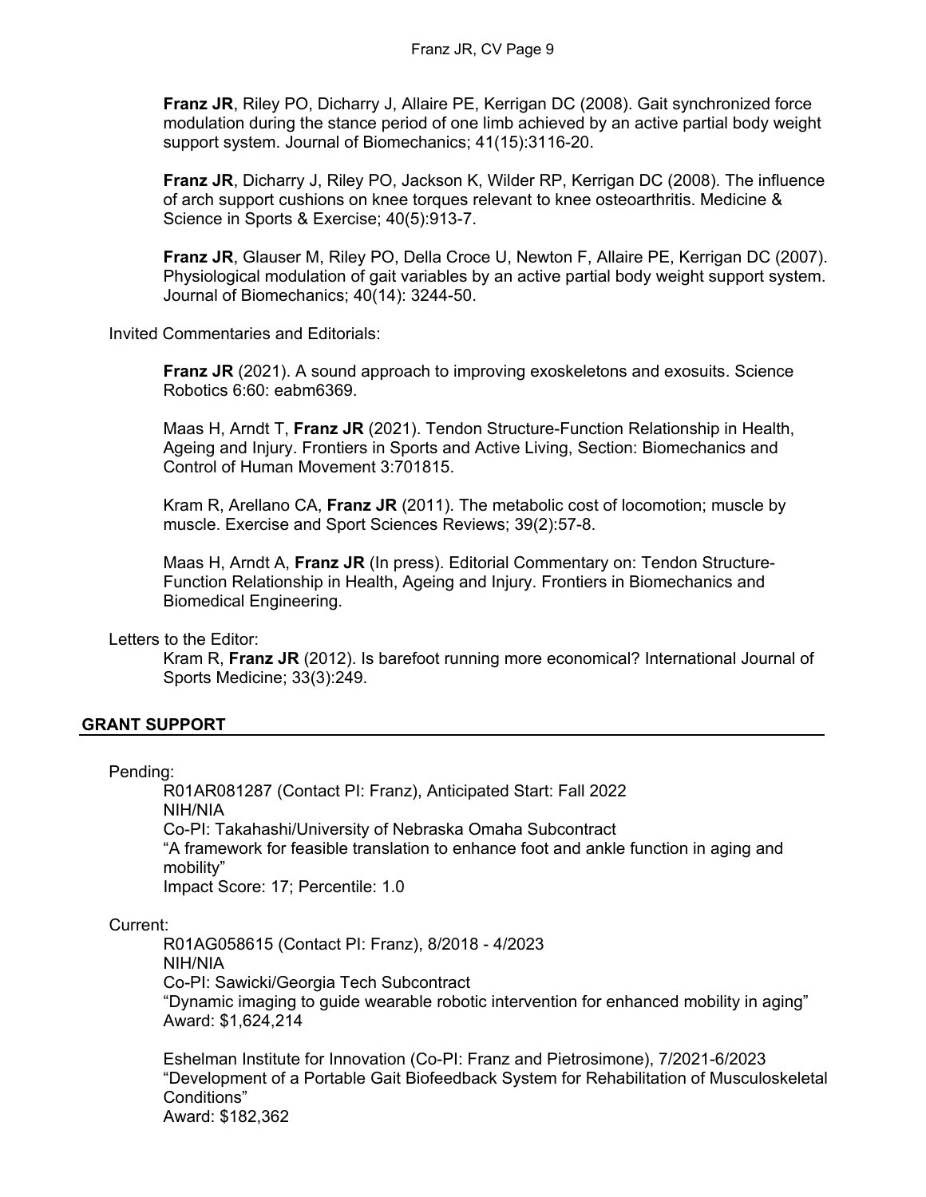**Franz JR**, Riley PO, Dicharry J, Allaire PE, Kerrigan DC (2008). Gait synchronized force modulation during the stance period of one limb achieved by an active partial body weight support system. Journal of Biomechanics; 41(15):3116-20.

**Franz JR**, Dicharry J, Riley PO, Jackson K, Wilder RP, Kerrigan DC (2008). The influence of arch support cushions on knee torques relevant to knee osteoarthritis. Medicine & Science in Sports & Exercise; 40(5):913-7.

**Franz JR**, Glauser M, Riley PO, Della Croce U, Newton F, Allaire PE, Kerrigan DC (2007). Physiological modulation of gait variables by an active partial body weight support system. Journal of Biomechanics; 40(14): 3244-50.

Invited Commentaries and Editorials:

**Franz JR** (2021). A sound approach to improving exoskeletons and exosuits. Science Robotics 6:60: eabm6369.

Maas H, Arndt T, **Franz JR** (2021). Tendon Structure-Function Relationship in Health, Ageing and Injury. Frontiers in Sports and Active Living, Section: Biomechanics and Control of Human Movement 3:701815.

Kram R, Arellano CA, **Franz JR** (2011). The metabolic cost of locomotion; muscle by muscle. Exercise and Sport Sciences Reviews; 39(2):57-8.

Maas H, Arndt A, **Franz JR** (In press). Editorial Commentary on: Tendon Structure-Function Relationship in Health, Ageing and Injury. Frontiers in Biomechanics and Biomedical Engineering.

Letters to the Editor:

Kram R, **Franz JR** (2012). Is barefoot running more economical? International Journal of Sports Medicine; 33(3):249.

## GRANT SUPPORT

Pending:

R01AR081287 (Contact PI: Franz), Anticipated Start: Fall 2022
NIH/NIA
Co-PI: Takahashi/University of Nebraska Omaha Subcontract
"A framework for feasible translation to enhance foot and ankle function in aging and mobility"
Impact Score: 17; Percentile: 1.0

Current:

R01AG058615 (Contact PI: Franz), 8/2018 - 4/2023
NIH/NIA
Co-PI: Sawicki/Georgia Tech Subcontract
"Dynamic imaging to guide wearable robotic intervention for enhanced mobility in aging"
Award: $1,624,214

Eshelman Institute for Innovation (Co-PI: Franz and Pietrosimone), 7/2021-6/2023
"Development of a Portable Gait Biofeedback System for Rehabilitation of Musculoskeletal Conditions"
Award: $182,362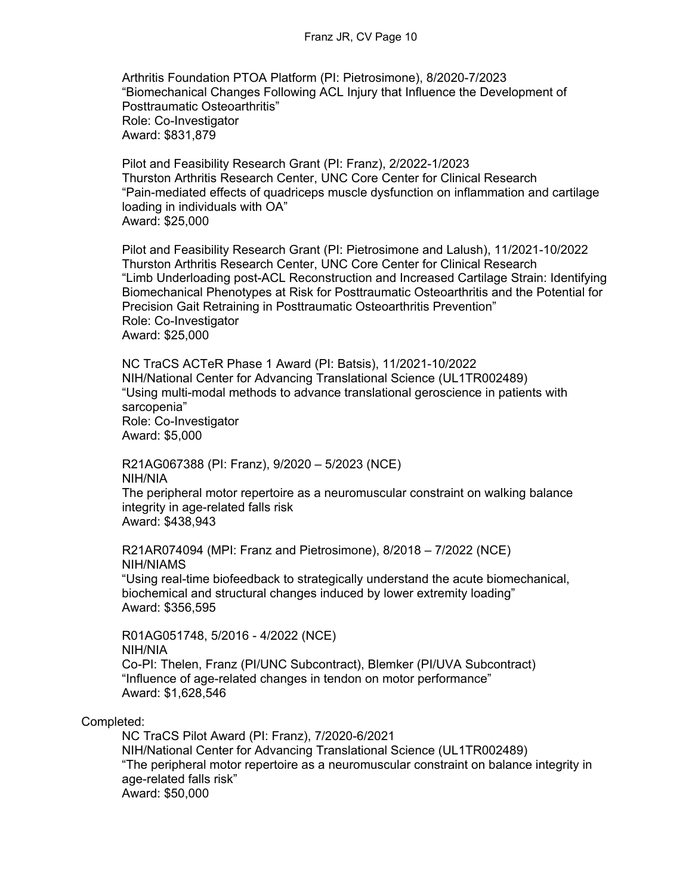Arthritis Foundation PTOA Platform (PI: Pietrosimone), 8/2020-7/2023
"Biomechanical Changes Following ACL Injury that Influence the Development of Posttraumatic Osteoarthritis"
Role: Co-Investigator
Award: $831,879

Pilot and Feasibility Research Grant (PI: Franz), 2/2022-1/2023
Thurston Arthritis Research Center, UNC Core Center for Clinical Research
"Pain-mediated effects of quadriceps muscle dysfunction on inflammation and cartilage loading in individuals with OA"
Award: $25,000

Pilot and Feasibility Research Grant (PI: Pietrosimone and Lalush), 11/2021-10/2022
Thurston Arthritis Research Center, UNC Core Center for Clinical Research
"Limb Underloading post-ACL Reconstruction and Increased Cartilage Strain: Identifying Biomechanical Phenotypes at Risk for Posttraumatic Osteoarthritis and the Potential for Precision Gait Retraining in Posttraumatic Osteoarthritis Prevention"
Role: Co-Investigator
Award: $25,000

NC TraCS ACTeR Phase 1 Award (PI: Batsis), 11/2021-10/2022
NIH/National Center for Advancing Translational Science (UL1TR002489)
"Using multi-modal methods to advance translational geroscience in patients with sarcopenia"
Role: Co-Investigator
Award: $5,000

R21AG067388 (PI: Franz), 9/2020 – 5/2023 (NCE)
NIH/NIA
The peripheral motor repertoire as a neuromuscular constraint on walking balance integrity in age-related falls risk
Award: $438,943

R21AR074094 (MPI: Franz and Pietrosimone), 8/2018 – 7/2022 (NCE)
NIH/NIAMS
"Using real-time biofeedback to strategically understand the acute biomechanical, biochemical and structural changes induced by lower extremity loading"
Award: $356,595

R01AG051748, 5/2016 - 4/2022 (NCE)
NIH/NIA
Co-PI: Thelen, Franz (PI/UNC Subcontract), Blemker (PI/UVA Subcontract)
"Influence of age-related changes in tendon on motor performance"
Award: $1,628,546

Completed:

NC TraCS Pilot Award (PI: Franz), 7/2020-6/2021
NIH/National Center for Advancing Translational Science (UL1TR002489)
"The peripheral motor repertoire as a neuromuscular constraint on balance integrity in age-related falls risk"
Award: $50,000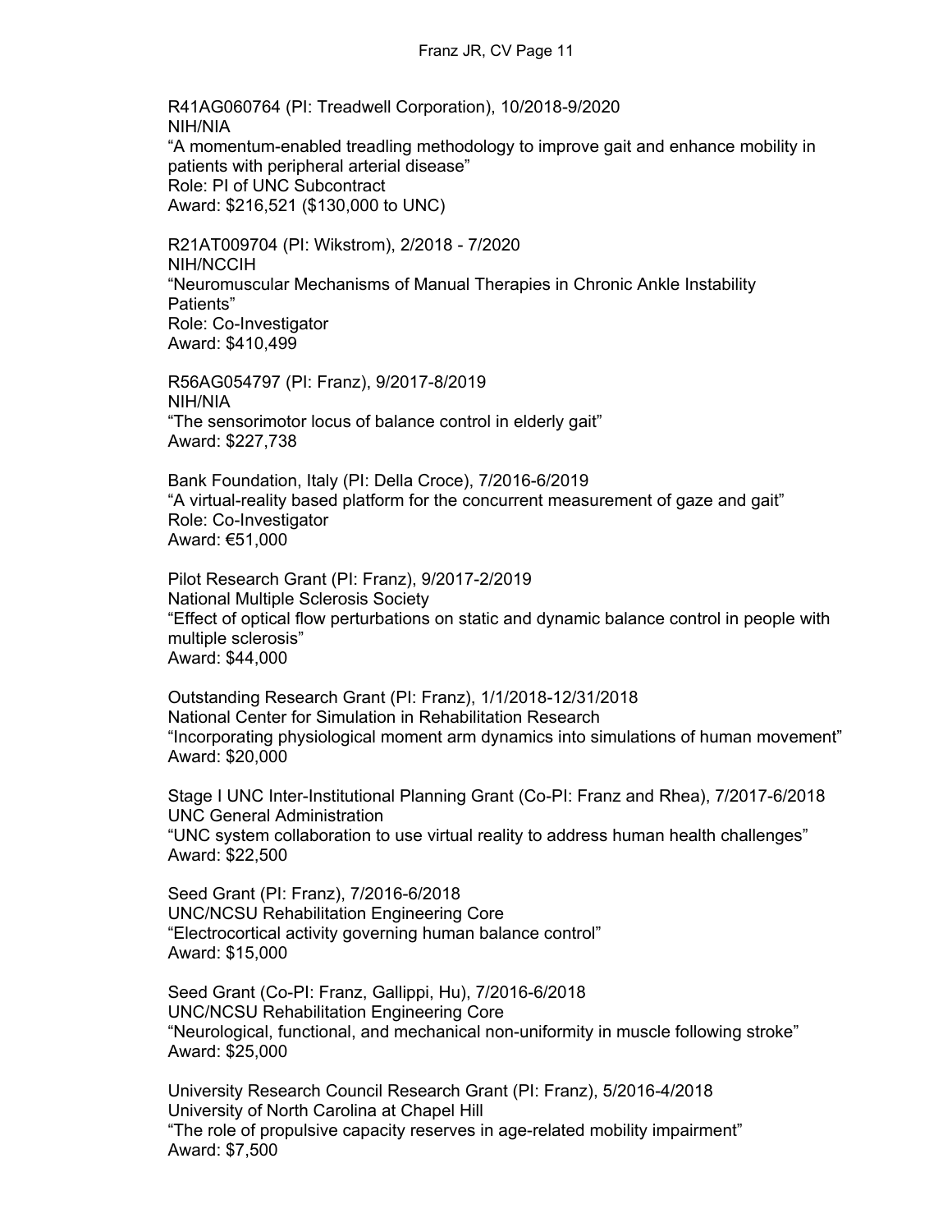R41AG060764 (PI: Treadwell Corporation), 10/2018-9/2020
NIH/NIA
"A momentum-enabled treadling methodology to improve gait and enhance mobility in patients with peripheral arterial disease"
Role: PI of UNC Subcontract
Award: $216,521 ($130,000 to UNC)

R21AT009704 (PI: Wikstrom), 2/2018 - 7/2020
NIH/NCCIH
"Neuromuscular Mechanisms of Manual Therapies in Chronic Ankle Instability Patients"
Role: Co-Investigator
Award: $410,499

R56AG054797 (PI: Franz), 9/2017-8/2019
NIH/NIA
"The sensorimotor locus of balance control in elderly gait"
Award: $227,738

Bank Foundation, Italy (PI: Della Croce), 7/2016-6/2019
"A virtual-reality based platform for the concurrent measurement of gaze and gait"
Role: Co-Investigator
Award: €51,000

Pilot Research Grant (PI: Franz), 9/2017-2/2019
National Multiple Sclerosis Society
"Effect of optical flow perturbations on static and dynamic balance control in people with multiple sclerosis"
Award: $44,000

Outstanding Research Grant (PI: Franz), 1/1/2018-12/31/2018
National Center for Simulation in Rehabilitation Research
"Incorporating physiological moment arm dynamics into simulations of human movement"
Award: $20,000

Stage I UNC Inter-Institutional Planning Grant (Co-PI: Franz and Rhea), 7/2017-6/2018
UNC General Administration
"UNC system collaboration to use virtual reality to address human health challenges"
Award: $22,500

Seed Grant (PI: Franz), 7/2016-6/2018
UNC/NCSU Rehabilitation Engineering Core
"Electrocortical activity governing human balance control"
Award: $15,000

Seed Grant (Co-PI: Franz, Gallippi, Hu), 7/2016-6/2018
UNC/NCSU Rehabilitation Engineering Core
"Neurological, functional, and mechanical non-uniformity in muscle following stroke"
Award: $25,000

University Research Council Research Grant (PI: Franz), 5/2016-4/2018
University of North Carolina at Chapel Hill
"The role of propulsive capacity reserves in age-related mobility impairment"
Award: $7,500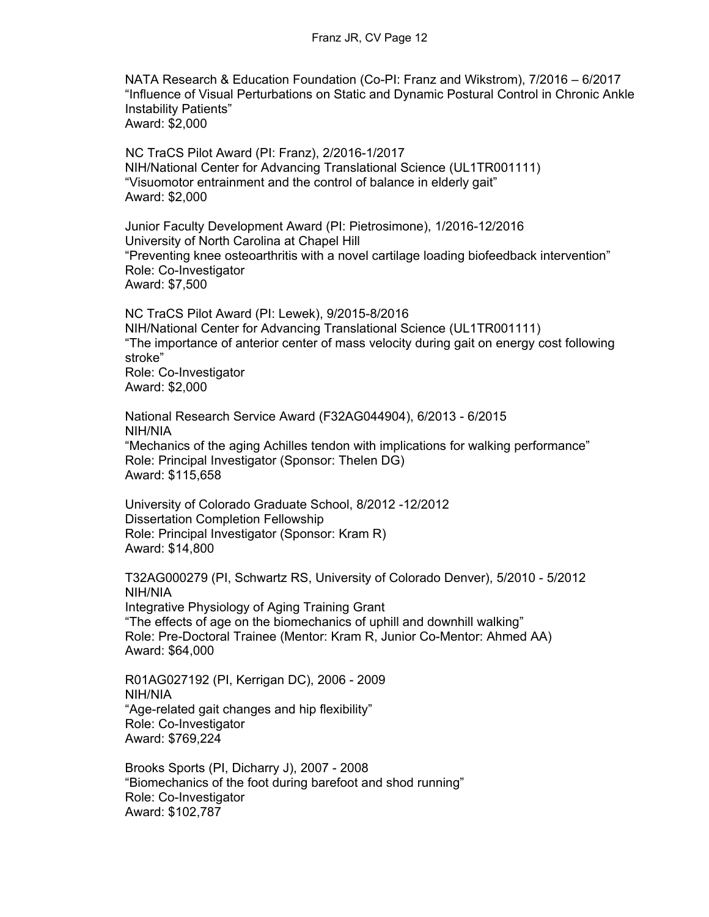NATA Research & Education Foundation (Co-PI: Franz and Wikstrom), 7/2016 – 6/2017
“Influence of Visual Perturbations on Static and Dynamic Postural Control in Chronic Ankle Instability Patients”
Award: $2,000

NC TraCS Pilot Award (PI: Franz), 2/2016-1/2017
NIH/National Center for Advancing Translational Science (UL1TR001111)
“Visuomotor entrainment and the control of balance in elderly gait”
Award: $2,000

Junior Faculty Development Award (PI: Pietrosimone), 1/2016-12/2016
University of North Carolina at Chapel Hill
“Preventing knee osteoarthritis with a novel cartilage loading biofeedback intervention”
Role: Co-Investigator
Award: $7,500

NC TraCS Pilot Award (PI: Lewek), 9/2015-8/2016
NIH/National Center for Advancing Translational Science (UL1TR001111)
“The importance of anterior center of mass velocity during gait on energy cost following stroke”
Role: Co-Investigator
Award: $2,000

National Research Service Award (F32AG044904), 6/2013 - 6/2015
NIH/NIA
“Mechanics of the aging Achilles tendon with implications for walking performance”
Role: Principal Investigator (Sponsor: Thelen DG)
Award: $115,658

University of Colorado Graduate School, 8/2012 -12/2012
Dissertation Completion Fellowship
Role: Principal Investigator (Sponsor: Kram R)
Award: $14,800

T32AG000279 (PI, Schwartz RS, University of Colorado Denver), 5/2010 - 5/2012
NIH/NIA
Integrative Physiology of Aging Training Grant
“The effects of age on the biomechanics of uphill and downhill walking”
Role: Pre-Doctoral Trainee (Mentor: Kram R, Junior Co-Mentor: Ahmed AA)
Award: $64,000

R01AG027192 (PI, Kerrigan DC), 2006 - 2009
NIH/NIA
“Age-related gait changes and hip flexibility”
Role: Co-Investigator
Award: $769,224

Brooks Sports (PI, Dicharry J), 2007 - 2008
“Biomechanics of the foot during barefoot and shod running”
Role: Co-Investigator
Award: $102,787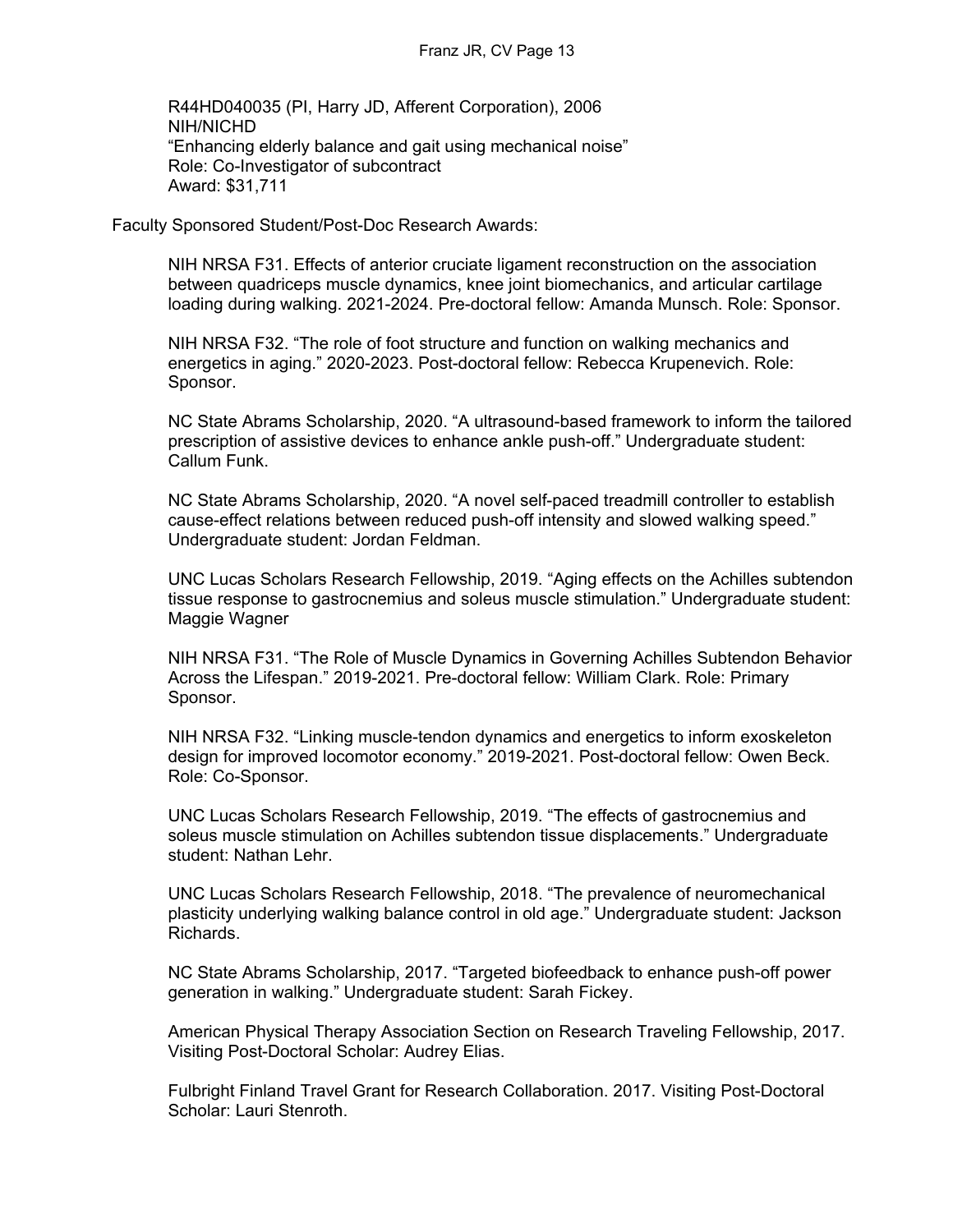R44HD040035 (PI, Harry JD, Afferent Corporation), 2006
NIH/NICHD
"Enhancing elderly balance and gait using mechanical noise"
Role: Co-Investigator of subcontract
Award: $31,711

Faculty Sponsored Student/Post-Doc Research Awards:

NIH NRSA F31. Effects of anterior cruciate ligament reconstruction on the association between quadriceps muscle dynamics, knee joint biomechanics, and articular cartilage loading during walking. 2021-2024. Pre-doctoral fellow: Amanda Munsch. Role: Sponsor.

NIH NRSA F32. "The role of foot structure and function on walking mechanics and energetics in aging." 2020-2023. Post-doctoral fellow: Rebecca Krupenevich. Role: Sponsor.

NC State Abrams Scholarship, 2020. "A ultrasound-based framework to inform the tailored prescription of assistive devices to enhance ankle push-off." Undergraduate student: Callum Funk.

NC State Abrams Scholarship, 2020. "A novel self-paced treadmill controller to establish cause-effect relations between reduced push-off intensity and slowed walking speed." Undergraduate student: Jordan Feldman.

UNC Lucas Scholars Research Fellowship, 2019. "Aging effects on the Achilles subtendon tissue response to gastrocnemius and soleus muscle stimulation." Undergraduate student: Maggie Wagner

NIH NRSA F31. "The Role of Muscle Dynamics in Governing Achilles Subtendon Behavior Across the Lifespan." 2019-2021. Pre-doctoral fellow: William Clark. Role: Primary Sponsor.

NIH NRSA F32. "Linking muscle-tendon dynamics and energetics to inform exoskeleton design for improved locomotor economy." 2019-2021. Post-doctoral fellow: Owen Beck. Role: Co-Sponsor.

UNC Lucas Scholars Research Fellowship, 2019. "The effects of gastrocnemius and soleus muscle stimulation on Achilles subtendon tissue displacements." Undergraduate student: Nathan Lehr.

UNC Lucas Scholars Research Fellowship, 2018. "The prevalence of neuromechanical plasticity underlying walking balance control in old age." Undergraduate student: Jackson Richards.

NC State Abrams Scholarship, 2017. "Targeted biofeedback to enhance push-off power generation in walking." Undergraduate student: Sarah Fickey.

American Physical Therapy Association Section on Research Traveling Fellowship, 2017. Visiting Post-Doctoral Scholar: Audrey Elias.

Fulbright Finland Travel Grant for Research Collaboration. 2017. Visiting Post-Doctoral Scholar: Lauri Stenroth.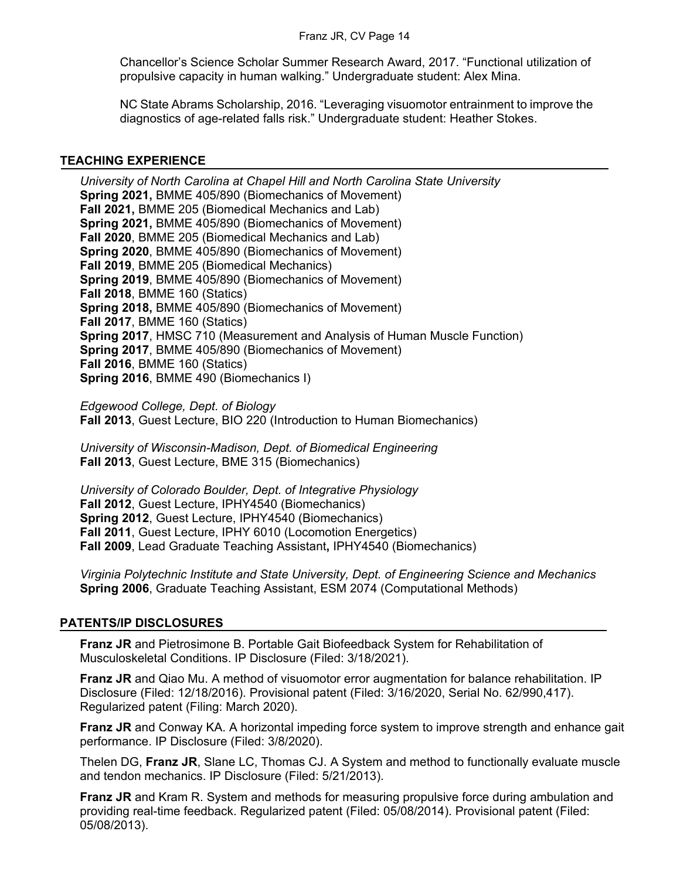Chancellor's Science Scholar Summer Research Award, 2017. "Functional utilization of propulsive capacity in human walking." Undergraduate student: Alex Mina.

NC State Abrams Scholarship, 2016. "Leveraging visuomotor entrainment to improve the diagnostics of age-related falls risk." Undergraduate student: Heather Stokes.

## TEACHING EXPERIENCE

*University of North Carolina at Chapel Hill and North Carolina State University*
**Spring 2021,** BMME 405/890 (Biomechanics of Movement)
**Fall 2021,** BMME 205 (Biomedical Mechanics and Lab)
**Spring 2021,** BMME 405/890 (Biomechanics of Movement)
**Fall 2020**, BMME 205 (Biomedical Mechanics and Lab)
**Spring 2020**, BMME 405/890 (Biomechanics of Movement)
**Fall 2019**, BMME 205 (Biomedical Mechanics)
**Spring 2019**, BMME 405/890 (Biomechanics of Movement)
**Fall 2018**, BMME 160 (Statics)
**Spring 2018,** BMME 405/890 (Biomechanics of Movement)
**Fall 2017**, BMME 160 (Statics)
**Spring 2017**, HMSC 710 (Measurement and Analysis of Human Muscle Function)
**Spring 2017**, BMME 405/890 (Biomechanics of Movement)
**Fall 2016**, BMME 160 (Statics)
**Spring 2016**, BMME 490 (Biomechanics I)

*Edgewood College, Dept. of Biology*
**Fall 2013**, Guest Lecture, BIO 220 (Introduction to Human Biomechanics)

*University of Wisconsin-Madison, Dept. of Biomedical Engineering*
**Fall 2013**, Guest Lecture, BME 315 (Biomechanics)

*University of Colorado Boulder, Dept. of Integrative Physiology*
**Fall 2012**, Guest Lecture, IPHY4540 (Biomechanics)
**Spring 2012**, Guest Lecture, IPHY4540 (Biomechanics)
**Fall 2011**, Guest Lecture, IPHY 6010 (Locomotion Energetics)
**Fall 2009**, Lead Graduate Teaching Assistant**,** IPHY4540 (Biomechanics)

*Virginia Polytechnic Institute and State University, Dept. of Engineering Science and Mechanics*
**Spring 2006**, Graduate Teaching Assistant, ESM 2074 (Computational Methods)

## PATENTS/IP DISCLOSURES

**Franz JR** and Pietrosimone B. Portable Gait Biofeedback System for Rehabilitation of Musculoskeletal Conditions. IP Disclosure (Filed: 3/18/2021).

**Franz JR** and Qiao Mu. A method of visuomotor error augmentation for balance rehabilitation. IP Disclosure (Filed: 12/18/2016). Provisional patent (Filed: 3/16/2020, Serial No. 62/990,417). Regularized patent (Filing: March 2020).

**Franz JR** and Conway KA. A horizontal impeding force system to improve strength and enhance gait performance. IP Disclosure (Filed: 3/8/2020).

Thelen DG, **Franz JR**, Slane LC, Thomas CJ. A System and method to functionally evaluate muscle and tendon mechanics. IP Disclosure (Filed: 5/21/2013).

**Franz JR** and Kram R. System and methods for measuring propulsive force during ambulation and providing real-time feedback. Regularized patent (Filed: 05/08/2014). Provisional patent (Filed: 05/08/2013).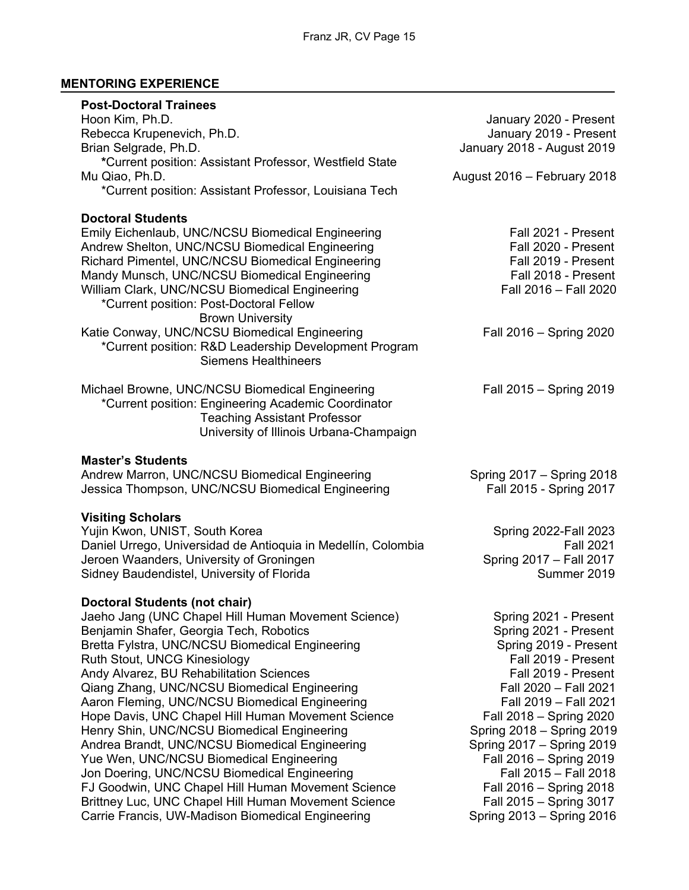## MENTORING EXPERIENCE

### Post-Doctoral Trainees

| | |
|---|---|
| Hoon Kim, Ph.D. | January 2020 - Present |
| Rebecca Krupenevich, Ph.D. | January 2019 - Present |
| Brian Selgrade, Ph.D.<br>*Current position: Assistant Professor, Westfield State | January 2018 - August 2019 |
| Mu Qiao, Ph.D.<br>*Current position: Assistant Professor, Louisiana Tech | August 2016 – February 2018 |

### Doctoral Students

| | |
|---|---|
| Emily Eichenlaub, UNC/NCSU Biomedical Engineering | Fall 2021 - Present |
| Andrew Shelton, UNC/NCSU Biomedical Engineering | Fall 2020 - Present |
| Richard Pimentel, UNC/NCSU Biomedical Engineering | Fall 2019 - Present |
| Mandy Munsch, UNC/NCSU Biomedical Engineering | Fall 2018 - Present |
| William Clark, UNC/NCSU Biomedical Engineering<br>*Current position: Post-Doctoral Fellow<br>Brown University | Fall 2016 – Fall 2020 |
| Katie Conway, UNC/NCSU Biomedical Engineering<br>*Current position: R&D Leadership Development Program<br>Siemens Healthineers | Fall 2016 – Spring 2020 |
| Michael Browne, UNC/NCSU Biomedical Engineering<br>*Current position: Engineering Academic Coordinator<br>Teaching Assistant Professor<br>University of Illinois Urbana-Champaign | Fall 2015 – Spring 2019 |

### Master's Students

| | |
|---|---|
| Andrew Marron, UNC/NCSU Biomedical Engineering | Spring 2017 – Spring 2018 |
| Jessica Thompson, UNC/NCSU Biomedical Engineering | Fall 2015 - Spring 2017 |

### Visiting Scholars

| | |
|---|---|
| Yujin Kwon, UNIST, South Korea | Spring 2022-Fall 2023 |
| Daniel Urrego, Universidad de Antioquia in Medellín, Colombia | Fall 2021 |
| Jeroen Waanders, University of Groningen | Spring 2017 – Fall 2017 |
| Sidney Baudendistel, University of Florida | Summer 2019 |

### Doctoral Students (not chair)

| | |
|---|---|
| Jaeho Jang (UNC Chapel Hill Human Movement Science) | Spring 2021 - Present |
| Benjamin Shafer, Georgia Tech, Robotics | Spring 2021 - Present |
| Bretta Fylstra, UNC/NCSU Biomedical Engineering | Spring 2019 - Present |
| Ruth Stout, UNCG Kinesiology | Fall 2019 - Present |
| Andy Alvarez, BU Rehabilitation Sciences | Fall 2019 - Present |
| Qiang Zhang, UNC/NCSU Biomedical Engineering | Fall 2020 – Fall 2021 |
| Aaron Fleming, UNC/NCSU Biomedical Engineering | Fall 2019 – Fall 2021 |
| Hope Davis, UNC Chapel Hill Human Movement Science | Fall 2018 – Spring 2020 |
| Henry Shin, UNC/NCSU Biomedical Engineering | Spring 2018 – Spring 2019 |
| Andrea Brandt, UNC/NCSU Biomedical Engineering | Spring 2017 – Spring 2019 |
| Yue Wen, UNC/NCSU Biomedical Engineering | Fall 2016 – Spring 2019 |
| Jon Doering, UNC/NCSU Biomedical Engineering | Fall 2015 – Fall 2018 |
| FJ Goodwin, UNC Chapel Hill Human Movement Science | Fall 2016 – Spring 2018 |
| Brittney Luc, UNC Chapel Hill Human Movement Science | Fall 2015 – Spring 3017 |
| Carrie Francis, UW-Madison Biomedical Engineering | Spring 2013 – Spring 2016 |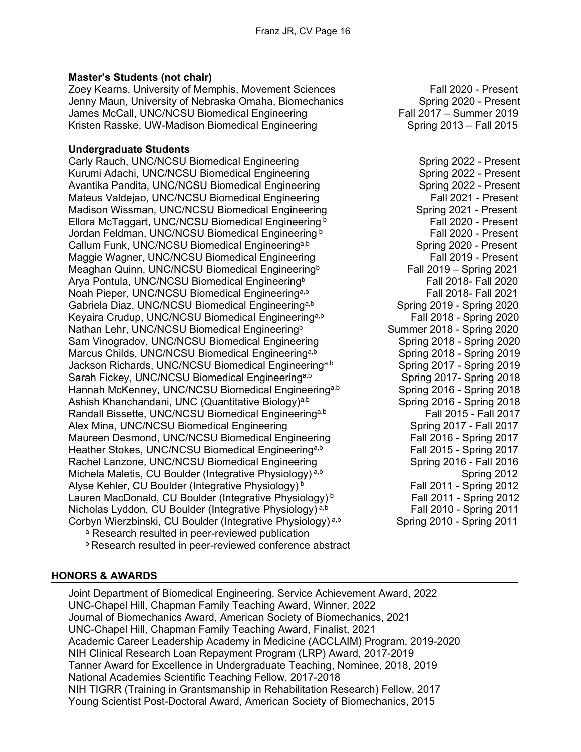**Master's Students (not chair)**

Zoey Kearns, University of Memphis, Movement Sciences — Fall 2020 - Present
Jenny Maun, University of Nebraska Omaha, Biomechanics — Spring 2020 - Present
James McCall, UNC/NCSU Biomedical Engineering — Fall 2017 – Summer 2019
Kristen Rasske, UW-Madison Biomedical Engineering — Spring 2013 – Fall 2015

**Undergraduate Students**

Carly Rauch, UNC/NCSU Biomedical Engineering — Spring 2022 - Present
Kurumi Adachi, UNC/NCSU Biomedical Engineering — Spring 2022 - Present
Avantika Pandita, UNC/NCSU Biomedical Engineering — Spring 2022 - Present
Mateus Valdejao, UNC/NCSU Biomedical Engineering — Fall 2021 - Present
Madison Wissman, UNC/NCSU Biomedical Engineering — Spring 2021 - Present
Ellora McTaggart, UNC/NCSU Biomedical Engineering [b] — Fall 2020 - Present
Jordan Feldman, UNC/NCSU Biomedical Engineering [b] — Fall 2020 - Present
Callum Funk, UNC/NCSU Biomedical Engineering[a,b] — Spring 2020 - Present
Maggie Wagner, UNC/NCSU Biomedical Engineering — Fall 2019 - Present
Meaghan Quinn, UNC/NCSU Biomedical Engineering[b] — Fall 2019 – Spring 2021
Arya Pontula, UNC/NCSU Biomedical Engineering[b] — Fall 2018- Fall 2020
Noah Pieper, UNC/NCSU Biomedical Engineering[a,b] — Fall 2018- Fall 2021
Gabriela Diaz, UNC/NCSU Biomedical Engineering[a,b] — Spring 2019 - Spring 2020
Keyaira Crudup, UNC/NCSU Biomedical Engineering[a,b] — Fall 2018 - Spring 2020
Nathan Lehr, UNC/NCSU Biomedical Engineering[b] — Summer 2018 - Spring 2020
Sam Vinogradov, UNC/NCSU Biomedical Engineering — Spring 2018 - Spring 2020
Marcus Childs, UNC/NCSU Biomedical Engineering[a,b] — Spring 2018 - Spring 2019
Jackson Richards, UNC/NCSU Biomedical Engineering[a,b] — Spring 2017 - Spring 2019
Sarah Fickey, UNC/NCSU Biomedical Engineering[a,b] — Spring 2017- Spring 2018
Hannah McKenney, UNC/NCSU Biomedical Engineering[a,b] — Spring 2016 - Spring 2018
Ashish Khanchandani, UNC (Quantitative Biology)[a,b] — Spring 2016 - Spring 2018
Randall Bissette, UNC/NCSU Biomedical Engineering[a,b] — Fall 2015 - Fall 2017
Alex Mina, UNC/NCSU Biomedical Engineering — Spring 2017 - Fall 2017
Maureen Desmond, UNC/NCSU Biomedical Engineering — Fall 2016 - Spring 2017
Heather Stokes, UNC/NCSU Biomedical Engineering[a,b] — Fall 2015 - Spring 2017
Rachel Lanzone, UNC/NCSU Biomedical Engineering — Spring 2016 - Fall 2016
Michela Maletis, CU Boulder (Integrative Physiology) [a,b] — Spring 2012
Alyse Kehler, CU Boulder (Integrative Physiology) [b] — Fall 2011 - Spring 2012
Lauren MacDonald, CU Boulder (Integrative Physiology) [b] — Fall 2011 - Spring 2012
Nicholas Lyddon, CU Boulder (Integrative Physiology) [a,b] — Fall 2010 - Spring 2011
Corbyn Wierzbinski, CU Boulder (Integrative Physiology) [a,b] — Spring 2010 - Spring 2011

[a] Research resulted in peer-reviewed publication
[b] Research resulted in peer-reviewed conference abstract

## HONORS & AWARDS

Joint Department of Biomedical Engineering, Service Achievement Award, 2022
UNC-Chapel Hill, Chapman Family Teaching Award, Winner, 2022
Journal of Biomechanics Award, American Society of Biomechanics, 2021
UNC-Chapel Hill, Chapman Family Teaching Award, Finalist, 2021
Academic Career Leadership Academy in Medicine (ACCLAIM) Program, 2019-2020
NIH Clinical Research Loan Repayment Program (LRP) Award, 2017-2019
Tanner Award for Excellence in Undergraduate Teaching, Nominee, 2018, 2019
National Academies Scientific Teaching Fellow, 2017-2018
NIH TIGRR (Training in Grantsmanship in Rehabilitation Research) Fellow, 2017
Young Scientist Post-Doctoral Award, American Society of Biomechanics, 2015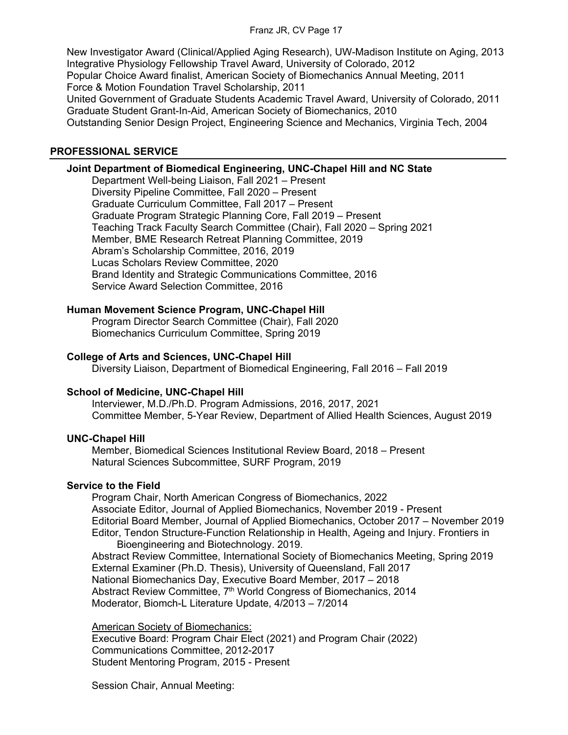New Investigator Award (Clinical/Applied Aging Research), UW-Madison Institute on Aging, 2013
Integrative Physiology Fellowship Travel Award, University of Colorado, 2012
Popular Choice Award finalist, American Society of Biomechanics Annual Meeting, 2011
Force & Motion Foundation Travel Scholarship, 2011
United Government of Graduate Students Academic Travel Award, University of Colorado, 2011
Graduate Student Grant-In-Aid, American Society of Biomechanics, 2010
Outstanding Senior Design Project, Engineering Science and Mechanics, Virginia Tech, 2004

## PROFESSIONAL SERVICE

### Joint Department of Biomedical Engineering, UNC-Chapel Hill and NC State

Department Well-being Liaison, Fall 2021 – Present
Diversity Pipeline Committee, Fall 2020 – Present
Graduate Curriculum Committee, Fall 2017 – Present
Graduate Program Strategic Planning Core, Fall 2019 – Present
Teaching Track Faculty Search Committee (Chair), Fall 2020 – Spring 2021
Member, BME Research Retreat Planning Committee, 2019
Abram's Scholarship Committee, 2016, 2019
Lucas Scholars Review Committee, 2020
Brand Identity and Strategic Communications Committee, 2016
Service Award Selection Committee, 2016

### Human Movement Science Program, UNC-Chapel Hill

Program Director Search Committee (Chair), Fall 2020
Biomechanics Curriculum Committee, Spring 2019

### College of Arts and Sciences, UNC-Chapel Hill

Diversity Liaison, Department of Biomedical Engineering, Fall 2016 – Fall 2019

### School of Medicine, UNC-Chapel Hill

Interviewer, M.D./Ph.D. Program Admissions, 2016, 2017, 2021
Committee Member, 5-Year Review, Department of Allied Health Sciences, August 2019

### UNC-Chapel Hill

Member, Biomedical Sciences Institutional Review Board, 2018 – Present
Natural Sciences Subcommittee, SURF Program, 2019

### Service to the Field

Program Chair, North American Congress of Biomechanics, 2022
Associate Editor, Journal of Applied Biomechanics, November 2019 - Present
Editorial Board Member, Journal of Applied Biomechanics, October 2017 – November 2019
Editor, Tendon Structure-Function Relationship in Health, Ageing and Injury. Frontiers in Bioengineering and Biotechnology. 2019.
Abstract Review Committee, International Society of Biomechanics Meeting, Spring 2019
External Examiner (Ph.D. Thesis), University of Queensland, Fall 2017
National Biomechanics Day, Executive Board Member, 2017 – 2018
Abstract Review Committee, 7th World Congress of Biomechanics, 2014
Moderator, Biomch-L Literature Update, 4/2013 – 7/2014

<u>American Society of Biomechanics:</u>
Executive Board: Program Chair Elect (2021) and Program Chair (2022)
Communications Committee, 2012-2017
Student Mentoring Program, 2015 - Present

Session Chair, Annual Meeting: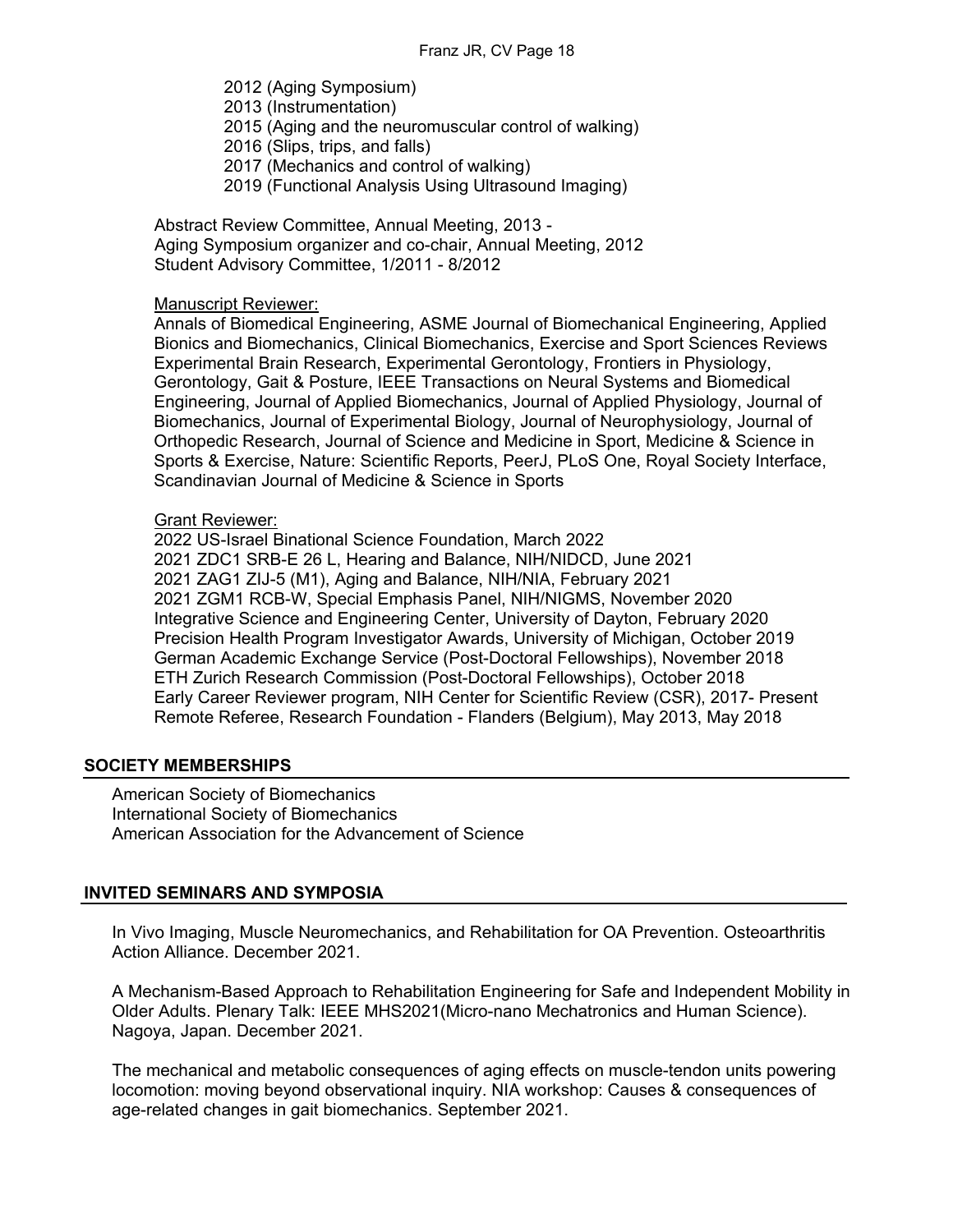2012 (Aging Symposium)
2013 (Instrumentation)
2015 (Aging and the neuromuscular control of walking)
2016 (Slips, trips, and falls)
2017 (Mechanics and control of walking)
2019 (Functional Analysis Using Ultrasound Imaging)

Abstract Review Committee, Annual Meeting, 2013 -
Aging Symposium organizer and co-chair, Annual Meeting, 2012
Student Advisory Committee, 1/2011 - 8/2012

Manuscript Reviewer:

Annals of Biomedical Engineering, ASME Journal of Biomechanical Engineering, Applied Bionics and Biomechanics, Clinical Biomechanics, Exercise and Sport Sciences Reviews Experimental Brain Research, Experimental Gerontology, Frontiers in Physiology, Gerontology, Gait & Posture, IEEE Transactions on Neural Systems and Biomedical Engineering, Journal of Applied Biomechanics, Journal of Applied Physiology, Journal of Biomechanics, Journal of Experimental Biology, Journal of Neurophysiology, Journal of Orthopedic Research, Journal of Science and Medicine in Sport, Medicine & Science in Sports & Exercise, Nature: Scientific Reports, PeerJ, PLoS One, Royal Society Interface, Scandinavian Journal of Medicine & Science in Sports

Grant Reviewer:

2022 US-Israel Binational Science Foundation, March 2022
2021 ZDC1 SRB-E 26 L, Hearing and Balance, NIH/NIDCD, June 2021
2021 ZAG1 ZIJ-5 (M1), Aging and Balance, NIH/NIA, February 2021
2021 ZGM1 RCB-W, Special Emphasis Panel, NIH/NIGMS, November 2020
Integrative Science and Engineering Center, University of Dayton, February 2020
Precision Health Program Investigator Awards, University of Michigan, October 2019
German Academic Exchange Service (Post-Doctoral Fellowships), November 2018
ETH Zurich Research Commission (Post-Doctoral Fellowships), October 2018
Early Career Reviewer program, NIH Center for Scientific Review (CSR), 2017- Present
Remote Referee, Research Foundation - Flanders (Belgium), May 2013, May 2018

## SOCIETY MEMBERSHIPS

American Society of Biomechanics
International Society of Biomechanics
American Association for the Advancement of Science

## INVITED SEMINARS AND SYMPOSIA

In Vivo Imaging, Muscle Neuromechanics, and Rehabilitation for OA Prevention. Osteoarthritis Action Alliance. December 2021.

A Mechanism-Based Approach to Rehabilitation Engineering for Safe and Independent Mobility in Older Adults. Plenary Talk: IEEE MHS2021(Micro-nano Mechatronics and Human Science). Nagoya, Japan. December 2021.

The mechanical and metabolic consequences of aging effects on muscle-tendon units powering locomotion: moving beyond observational inquiry. NIA workshop: Causes & consequences of age-related changes in gait biomechanics. September 2021.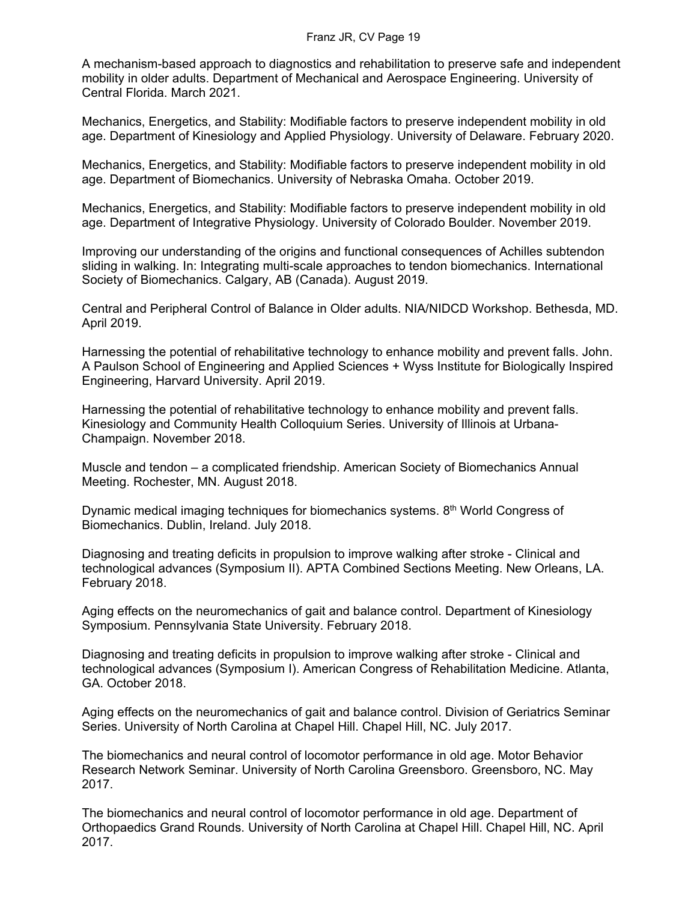A mechanism-based approach to diagnostics and rehabilitation to preserve safe and independent mobility in older adults. Department of Mechanical and Aerospace Engineering. University of Central Florida. March 2021.

Mechanics, Energetics, and Stability: Modifiable factors to preserve independent mobility in old age. Department of Kinesiology and Applied Physiology. University of Delaware. February 2020.

Mechanics, Energetics, and Stability: Modifiable factors to preserve independent mobility in old age. Department of Biomechanics. University of Nebraska Omaha. October 2019.

Mechanics, Energetics, and Stability: Modifiable factors to preserve independent mobility in old age. Department of Integrative Physiology. University of Colorado Boulder. November 2019.

Improving our understanding of the origins and functional consequences of Achilles subtendon sliding in walking. In: Integrating multi-scale approaches to tendon biomechanics. International Society of Biomechanics. Calgary, AB (Canada). August 2019.

Central and Peripheral Control of Balance in Older adults. NIA/NIDCD Workshop. Bethesda, MD. April 2019.

Harnessing the potential of rehabilitative technology to enhance mobility and prevent falls. John. A Paulson School of Engineering and Applied Sciences + Wyss Institute for Biologically Inspired Engineering, Harvard University. April 2019.

Harnessing the potential of rehabilitative technology to enhance mobility and prevent falls. Kinesiology and Community Health Colloquium Series. University of Illinois at Urbana-Champaign. November 2018.

Muscle and tendon – a complicated friendship. American Society of Biomechanics Annual Meeting. Rochester, MN. August 2018.

Dynamic medical imaging techniques for biomechanics systems. 8th World Congress of Biomechanics. Dublin, Ireland. July 2018.

Diagnosing and treating deficits in propulsion to improve walking after stroke - Clinical and technological advances (Symposium II). APTA Combined Sections Meeting. New Orleans, LA. February 2018.

Aging effects on the neuromechanics of gait and balance control. Department of Kinesiology Symposium. Pennsylvania State University. February 2018.

Diagnosing and treating deficits in propulsion to improve walking after stroke - Clinical and technological advances (Symposium I). American Congress of Rehabilitation Medicine. Atlanta, GA. October 2018.

Aging effects on the neuromechanics of gait and balance control. Division of Geriatrics Seminar Series. University of North Carolina at Chapel Hill. Chapel Hill, NC. July 2017.

The biomechanics and neural control of locomotor performance in old age. Motor Behavior Research Network Seminar. University of North Carolina Greensboro. Greensboro, NC. May 2017.

The biomechanics and neural control of locomotor performance in old age. Department of Orthopaedics Grand Rounds. University of North Carolina at Chapel Hill. Chapel Hill, NC. April 2017.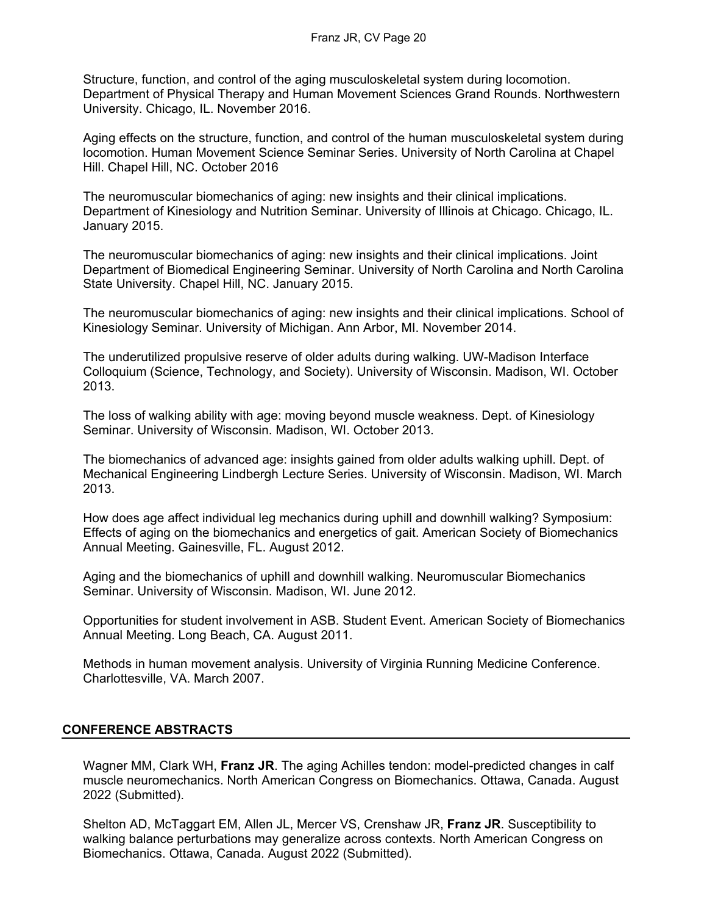Structure, function, and control of the aging musculoskeletal system during locomotion. Department of Physical Therapy and Human Movement Sciences Grand Rounds. Northwestern University. Chicago, IL. November 2016.

Aging effects on the structure, function, and control of the human musculoskeletal system during locomotion. Human Movement Science Seminar Series. University of North Carolina at Chapel Hill. Chapel Hill, NC. October 2016

The neuromuscular biomechanics of aging: new insights and their clinical implications. Department of Kinesiology and Nutrition Seminar. University of Illinois at Chicago. Chicago, IL. January 2015.

The neuromuscular biomechanics of aging: new insights and their clinical implications. Joint Department of Biomedical Engineering Seminar. University of North Carolina and North Carolina State University. Chapel Hill, NC. January 2015.

The neuromuscular biomechanics of aging: new insights and their clinical implications. School of Kinesiology Seminar. University of Michigan. Ann Arbor, MI. November 2014.

The underutilized propulsive reserve of older adults during walking. UW-Madison Interface Colloquium (Science, Technology, and Society). University of Wisconsin. Madison, WI. October 2013.

The loss of walking ability with age: moving beyond muscle weakness. Dept. of Kinesiology Seminar. University of Wisconsin. Madison, WI. October 2013.

The biomechanics of advanced age: insights gained from older adults walking uphill. Dept. of Mechanical Engineering Lindbergh Lecture Series. University of Wisconsin. Madison, WI. March 2013.

How does age affect individual leg mechanics during uphill and downhill walking? Symposium: Effects of aging on the biomechanics and energetics of gait. American Society of Biomechanics Annual Meeting. Gainesville, FL. August 2012.

Aging and the biomechanics of uphill and downhill walking. Neuromuscular Biomechanics Seminar. University of Wisconsin. Madison, WI. June 2012.

Opportunities for student involvement in ASB. Student Event. American Society of Biomechanics Annual Meeting. Long Beach, CA. August 2011.

Methods in human movement analysis. University of Virginia Running Medicine Conference. Charlottesville, VA. March 2007.

## CONFERENCE ABSTRACTS

Wagner MM, Clark WH, **Franz JR**. The aging Achilles tendon: model-predicted changes in calf muscle neuromechanics. North American Congress on Biomechanics. Ottawa, Canada. August 2022 (Submitted).

Shelton AD, McTaggart EM, Allen JL, Mercer VS, Crenshaw JR, **Franz JR**. Susceptibility to walking balance perturbations may generalize across contexts. North American Congress on Biomechanics. Ottawa, Canada. August 2022 (Submitted).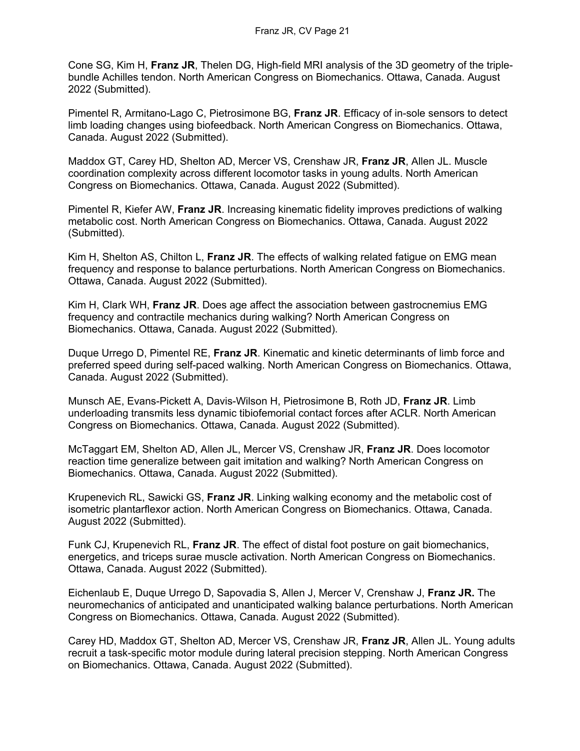Cone SG, Kim H, **Franz JR**, Thelen DG, High-field MRI analysis of the 3D geometry of the triple-bundle Achilles tendon. North American Congress on Biomechanics. Ottawa, Canada. August 2022 (Submitted).

Pimentel R, Armitano-Lago C, Pietrosimone BG, **Franz JR**. Efficacy of in-sole sensors to detect limb loading changes using biofeedback. North American Congress on Biomechanics. Ottawa, Canada. August 2022 (Submitted).

Maddox GT, Carey HD, Shelton AD, Mercer VS, Crenshaw JR, **Franz JR**, Allen JL. Muscle coordination complexity across different locomotor tasks in young adults. North American Congress on Biomechanics. Ottawa, Canada. August 2022 (Submitted).

Pimentel R, Kiefer AW, **Franz JR**. Increasing kinematic fidelity improves predictions of walking metabolic cost. North American Congress on Biomechanics. Ottawa, Canada. August 2022 (Submitted).

Kim H, Shelton AS, Chilton L, **Franz JR**. The effects of walking related fatigue on EMG mean frequency and response to balance perturbations. North American Congress on Biomechanics. Ottawa, Canada. August 2022 (Submitted).

Kim H, Clark WH, **Franz JR**. Does age affect the association between gastrocnemius EMG frequency and contractile mechanics during walking? North American Congress on Biomechanics. Ottawa, Canada. August 2022 (Submitted).

Duque Urrego D, Pimentel RE, **Franz JR**. Kinematic and kinetic determinants of limb force and preferred speed during self-paced walking. North American Congress on Biomechanics. Ottawa, Canada. August 2022 (Submitted).

Munsch AE, Evans-Pickett A, Davis-Wilson H, Pietrosimone B, Roth JD, **Franz JR**. Limb underloading transmits less dynamic tibiofemorial contact forces after ACLR. North American Congress on Biomechanics. Ottawa, Canada. August 2022 (Submitted).

McTaggart EM, Shelton AD, Allen JL, Mercer VS, Crenshaw JR, **Franz JR**. Does locomotor reaction time generalize between gait imitation and walking? North American Congress on Biomechanics. Ottawa, Canada. August 2022 (Submitted).

Krupenevich RL, Sawicki GS, **Franz JR**. Linking walking economy and the metabolic cost of isometric plantarflexor action. North American Congress on Biomechanics. Ottawa, Canada. August 2022 (Submitted).

Funk CJ, Krupenevich RL, **Franz JR**. The effect of distal foot posture on gait biomechanics, energetics, and triceps surae muscle activation. North American Congress on Biomechanics. Ottawa, Canada. August 2022 (Submitted).

Eichenlaub E, Duque Urrego D, Sapovadia S, Allen J, Mercer V, Crenshaw J, **Franz JR.** The neuromechanics of anticipated and unanticipated walking balance perturbations. North American Congress on Biomechanics. Ottawa, Canada. August 2022 (Submitted).

Carey HD, Maddox GT, Shelton AD, Mercer VS, Crenshaw JR, **Franz JR**, Allen JL. Young adults recruit a task-specific motor module during lateral precision stepping. North American Congress on Biomechanics. Ottawa, Canada. August 2022 (Submitted).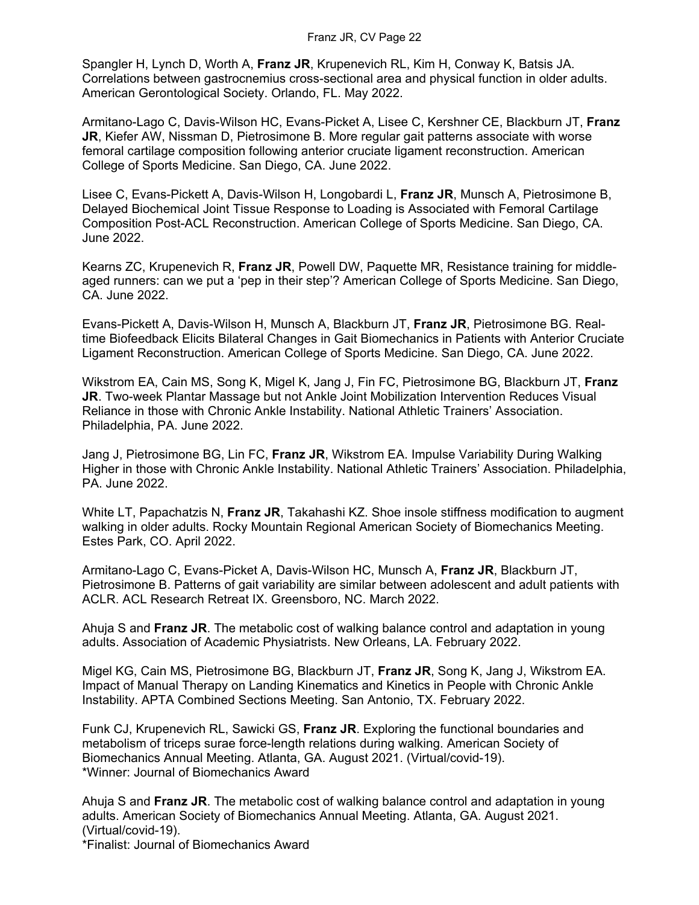Spangler H, Lynch D, Worth A, **Franz JR**, Krupenevich RL, Kim H, Conway K, Batsis JA. Correlations between gastrocnemius cross-sectional area and physical function in older adults. American Gerontological Society. Orlando, FL. May 2022.

Armitano-Lago C, Davis-Wilson HC, Evans-Picket A, Lisee C, Kershner CE, Blackburn JT, **Franz JR**, Kiefer AW, Nissman D, Pietrosimone B. More regular gait patterns associate with worse femoral cartilage composition following anterior cruciate ligament reconstruction. American College of Sports Medicine. San Diego, CA. June 2022.

Lisee C, Evans-Pickett A, Davis-Wilson H, Longobardi L, **Franz JR**, Munsch A, Pietrosimone B, Delayed Biochemical Joint Tissue Response to Loading is Associated with Femoral Cartilage Composition Post-ACL Reconstruction. American College of Sports Medicine. San Diego, CA. June 2022.

Kearns ZC, Krupenevich R, **Franz JR**, Powell DW, Paquette MR, Resistance training for middle-aged runners: can we put a 'pep in their step'? American College of Sports Medicine. San Diego, CA. June 2022.

Evans-Pickett A, Davis-Wilson H, Munsch A, Blackburn JT, **Franz JR**, Pietrosimone BG. Real-time Biofeedback Elicits Bilateral Changes in Gait Biomechanics in Patients with Anterior Cruciate Ligament Reconstruction. American College of Sports Medicine. San Diego, CA. June 2022.

Wikstrom EA, Cain MS, Song K, Migel K, Jang J, Fin FC, Pietrosimone BG, Blackburn JT, **Franz JR**. Two-week Plantar Massage but not Ankle Joint Mobilization Intervention Reduces Visual Reliance in those with Chronic Ankle Instability. National Athletic Trainers' Association. Philadelphia, PA. June 2022.

Jang J, Pietrosimone BG, Lin FC, **Franz JR**, Wikstrom EA. Impulse Variability During Walking Higher in those with Chronic Ankle Instability. National Athletic Trainers' Association. Philadelphia, PA. June 2022.

White LT, Papachatzis N, **Franz JR**, Takahashi KZ. Shoe insole stiffness modification to augment walking in older adults. Rocky Mountain Regional American Society of Biomechanics Meeting. Estes Park, CO. April 2022.

Armitano-Lago C, Evans-Picket A, Davis-Wilson HC, Munsch A, **Franz JR**, Blackburn JT, Pietrosimone B. Patterns of gait variability are similar between adolescent and adult patients with ACLR. ACL Research Retreat IX. Greensboro, NC. March 2022.

Ahuja S and **Franz JR**. The metabolic cost of walking balance control and adaptation in young adults. Association of Academic Physiatrists. New Orleans, LA. February 2022.

Migel KG, Cain MS, Pietrosimone BG, Blackburn JT, **Franz JR**, Song K, Jang J, Wikstrom EA. Impact of Manual Therapy on Landing Kinematics and Kinetics in People with Chronic Ankle Instability. APTA Combined Sections Meeting. San Antonio, TX. February 2022.

Funk CJ, Krupenevich RL, Sawicki GS, **Franz JR**. Exploring the functional boundaries and metabolism of triceps surae force-length relations during walking. American Society of Biomechanics Annual Meeting. Atlanta, GA. August 2021. (Virtual/covid-19).
*Winner: Journal of Biomechanics Award

Ahuja S and **Franz JR**. The metabolic cost of walking balance control and adaptation in young adults. American Society of Biomechanics Annual Meeting. Atlanta, GA. August 2021. (Virtual/covid-19).
*Finalist: Journal of Biomechanics Award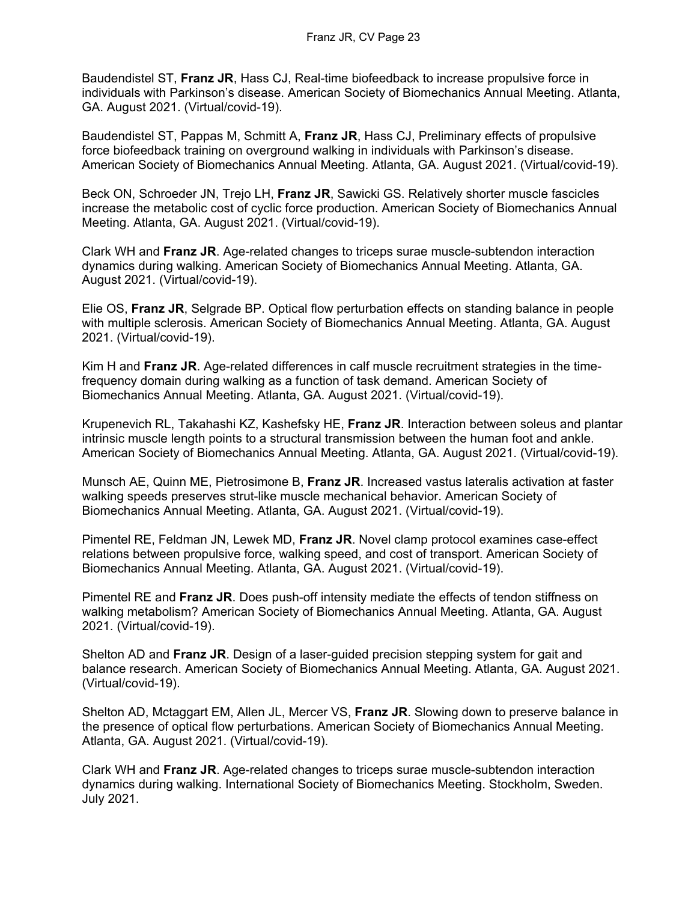Baudendistel ST, **Franz JR**, Hass CJ, Real-time biofeedback to increase propulsive force in individuals with Parkinson's disease. American Society of Biomechanics Annual Meeting. Atlanta, GA. August 2021. (Virtual/covid-19).

Baudendistel ST, Pappas M, Schmitt A, **Franz JR**, Hass CJ, Preliminary effects of propulsive force biofeedback training on overground walking in individuals with Parkinson's disease. American Society of Biomechanics Annual Meeting. Atlanta, GA. August 2021. (Virtual/covid-19).

Beck ON, Schroeder JN, Trejo LH, **Franz JR**, Sawicki GS. Relatively shorter muscle fascicles increase the metabolic cost of cyclic force production. American Society of Biomechanics Annual Meeting. Atlanta, GA. August 2021. (Virtual/covid-19).

Clark WH and **Franz JR**. Age-related changes to triceps surae muscle-subtendon interaction dynamics during walking. American Society of Biomechanics Annual Meeting. Atlanta, GA. August 2021. (Virtual/covid-19).

Elie OS, **Franz JR**, Selgrade BP. Optical flow perturbation effects on standing balance in people with multiple sclerosis. American Society of Biomechanics Annual Meeting. Atlanta, GA. August 2021. (Virtual/covid-19).

Kim H and **Franz JR**. Age-related differences in calf muscle recruitment strategies in the time-frequency domain during walking as a function of task demand. American Society of Biomechanics Annual Meeting. Atlanta, GA. August 2021. (Virtual/covid-19).

Krupenevich RL, Takahashi KZ, Kashefsky HE, **Franz JR**. Interaction between soleus and plantar intrinsic muscle length points to a structural transmission between the human foot and ankle. American Society of Biomechanics Annual Meeting. Atlanta, GA. August 2021. (Virtual/covid-19).

Munsch AE, Quinn ME, Pietrosimone B, **Franz JR**. Increased vastus lateralis activation at faster walking speeds preserves strut-like muscle mechanical behavior. American Society of Biomechanics Annual Meeting. Atlanta, GA. August 2021. (Virtual/covid-19).

Pimentel RE, Feldman JN, Lewek MD, **Franz JR**. Novel clamp protocol examines case-effect relations between propulsive force, walking speed, and cost of transport. American Society of Biomechanics Annual Meeting. Atlanta, GA. August 2021. (Virtual/covid-19).

Pimentel RE and **Franz JR**. Does push-off intensity mediate the effects of tendon stiffness on walking metabolism? American Society of Biomechanics Annual Meeting. Atlanta, GA. August 2021. (Virtual/covid-19).

Shelton AD and **Franz JR**. Design of a laser-guided precision stepping system for gait and balance research. American Society of Biomechanics Annual Meeting. Atlanta, GA. August 2021. (Virtual/covid-19).

Shelton AD, Mctaggart EM, Allen JL, Mercer VS, **Franz JR**. Slowing down to preserve balance in the presence of optical flow perturbations. American Society of Biomechanics Annual Meeting. Atlanta, GA. August 2021. (Virtual/covid-19).

Clark WH and **Franz JR**. Age-related changes to triceps surae muscle-subtendon interaction dynamics during walking. International Society of Biomechanics Meeting. Stockholm, Sweden. July 2021.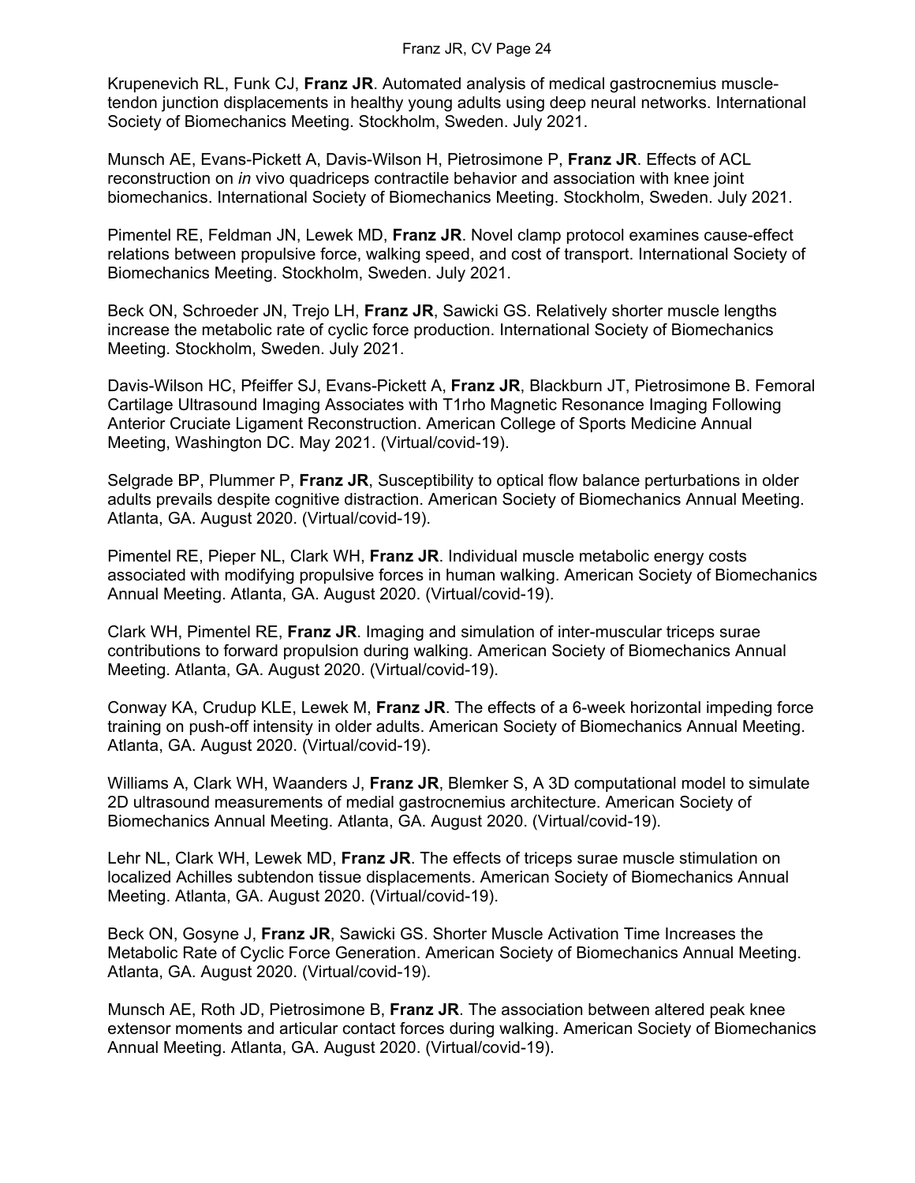Krupenevich RL, Funk CJ, **Franz JR**. Automated analysis of medical gastrocnemius muscle-tendon junction displacements in healthy young adults using deep neural networks. International Society of Biomechanics Meeting. Stockholm, Sweden. July 2021.

Munsch AE, Evans-Pickett A, Davis-Wilson H, Pietrosimone P, **Franz JR**. Effects of ACL reconstruction on *in* vivo quadriceps contractile behavior and association with knee joint biomechanics. International Society of Biomechanics Meeting. Stockholm, Sweden. July 2021.

Pimentel RE, Feldman JN, Lewek MD, **Franz JR**. Novel clamp protocol examines cause-effect relations between propulsive force, walking speed, and cost of transport. International Society of Biomechanics Meeting. Stockholm, Sweden. July 2021.

Beck ON, Schroeder JN, Trejo LH, **Franz JR**, Sawicki GS. Relatively shorter muscle lengths increase the metabolic rate of cyclic force production. International Society of Biomechanics Meeting. Stockholm, Sweden. July 2021.

Davis-Wilson HC, Pfeiffer SJ, Evans-Pickett A, **Franz JR**, Blackburn JT, Pietrosimone B. Femoral Cartilage Ultrasound Imaging Associates with T1rho Magnetic Resonance Imaging Following Anterior Cruciate Ligament Reconstruction. American College of Sports Medicine Annual Meeting, Washington DC. May 2021. (Virtual/covid-19).

Selgrade BP, Plummer P, **Franz JR**, Susceptibility to optical flow balance perturbations in older adults prevails despite cognitive distraction. American Society of Biomechanics Annual Meeting. Atlanta, GA. August 2020. (Virtual/covid-19).

Pimentel RE, Pieper NL, Clark WH, **Franz JR**. Individual muscle metabolic energy costs associated with modifying propulsive forces in human walking. American Society of Biomechanics Annual Meeting. Atlanta, GA. August 2020. (Virtual/covid-19).

Clark WH, Pimentel RE, **Franz JR**. Imaging and simulation of inter-muscular triceps surae contributions to forward propulsion during walking. American Society of Biomechanics Annual Meeting. Atlanta, GA. August 2020. (Virtual/covid-19).

Conway KA, Crudup KLE, Lewek M, **Franz JR**. The effects of a 6-week horizontal impeding force training on push-off intensity in older adults. American Society of Biomechanics Annual Meeting. Atlanta, GA. August 2020. (Virtual/covid-19).

Williams A, Clark WH, Waanders J, **Franz JR**, Blemker S, A 3D computational model to simulate 2D ultrasound measurements of medial gastrocnemius architecture. American Society of Biomechanics Annual Meeting. Atlanta, GA. August 2020. (Virtual/covid-19).

Lehr NL, Clark WH, Lewek MD, **Franz JR**. The effects of triceps surae muscle stimulation on localized Achilles subtendon tissue displacements. American Society of Biomechanics Annual Meeting. Atlanta, GA. August 2020. (Virtual/covid-19).

Beck ON, Gosyne J, **Franz JR**, Sawicki GS. Shorter Muscle Activation Time Increases the Metabolic Rate of Cyclic Force Generation. American Society of Biomechanics Annual Meeting. Atlanta, GA. August 2020. (Virtual/covid-19).

Munsch AE, Roth JD, Pietrosimone B, **Franz JR**. The association between altered peak knee extensor moments and articular contact forces during walking. American Society of Biomechanics Annual Meeting. Atlanta, GA. August 2020. (Virtual/covid-19).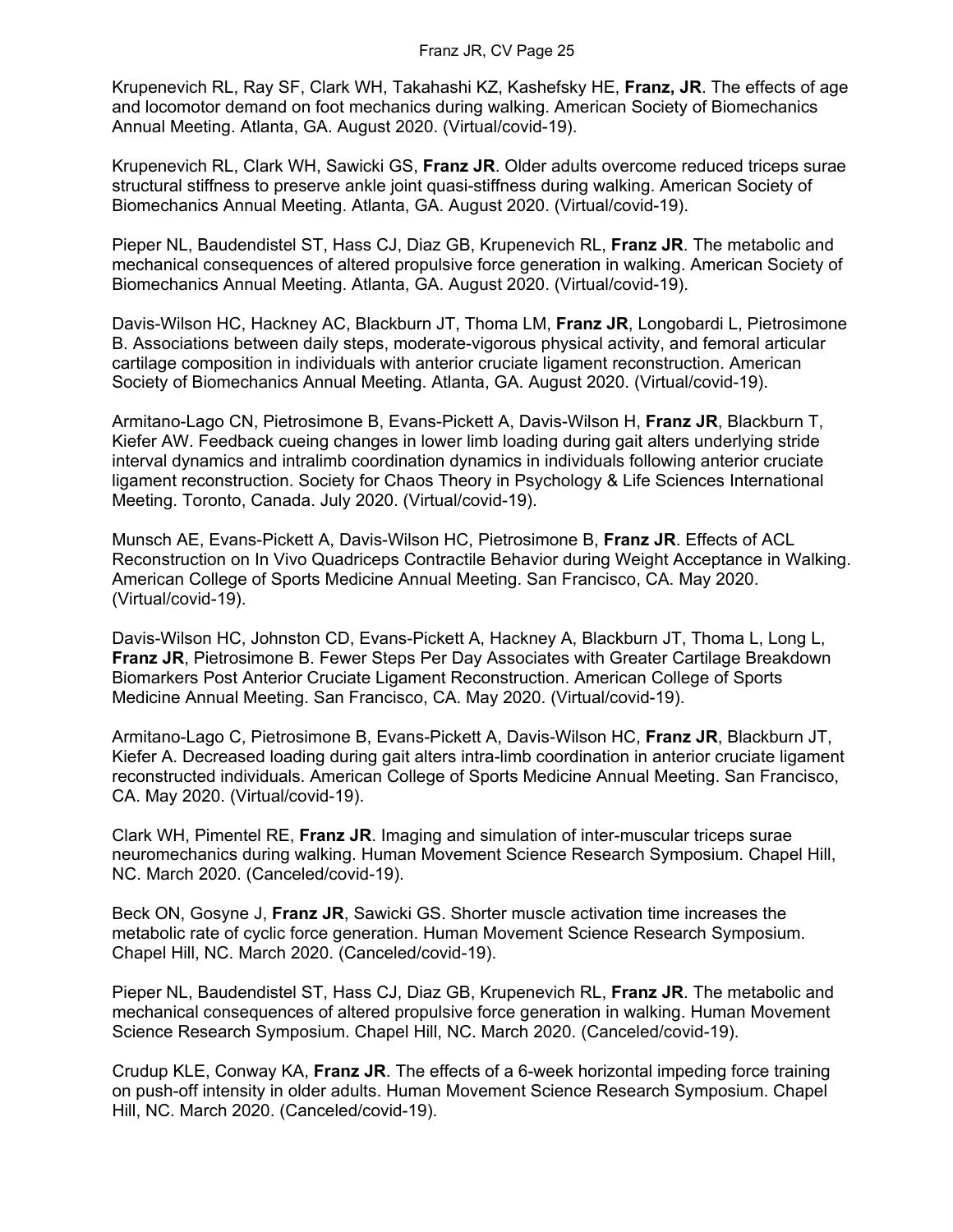Krupenevich RL, Ray SF, Clark WH, Takahashi KZ, Kashefsky HE, **Franz, JR**. The effects of age and locomotor demand on foot mechanics during walking. American Society of Biomechanics Annual Meeting. Atlanta, GA. August 2020. (Virtual/covid-19).

Krupenevich RL, Clark WH, Sawicki GS, **Franz JR**. Older adults overcome reduced triceps surae structural stiffness to preserve ankle joint quasi-stiffness during walking. American Society of Biomechanics Annual Meeting. Atlanta, GA. August 2020. (Virtual/covid-19).

Pieper NL, Baudendistel ST, Hass CJ, Diaz GB, Krupenevich RL, **Franz JR**. The metabolic and mechanical consequences of altered propulsive force generation in walking. American Society of Biomechanics Annual Meeting. Atlanta, GA. August 2020. (Virtual/covid-19).

Davis-Wilson HC, Hackney AC, Blackburn JT, Thoma LM, **Franz JR**, Longobardi L, Pietrosimone B. Associations between daily steps, moderate-vigorous physical activity, and femoral articular cartilage composition in individuals with anterior cruciate ligament reconstruction. American Society of Biomechanics Annual Meeting. Atlanta, GA. August 2020. (Virtual/covid-19).

Armitano-Lago CN, Pietrosimone B, Evans-Pickett A, Davis-Wilson H, **Franz JR**, Blackburn T, Kiefer AW. Feedback cueing changes in lower limb loading during gait alters underlying stride interval dynamics and intralimb coordination dynamics in individuals following anterior cruciate ligament reconstruction. Society for Chaos Theory in Psychology & Life Sciences International Meeting. Toronto, Canada. July 2020. (Virtual/covid-19).

Munsch AE, Evans-Pickett A, Davis-Wilson HC, Pietrosimone B, **Franz JR**. Effects of ACL Reconstruction on In Vivo Quadriceps Contractile Behavior during Weight Acceptance in Walking. American College of Sports Medicine Annual Meeting. San Francisco, CA. May 2020. (Virtual/covid-19).

Davis-Wilson HC, Johnston CD, Evans-Pickett A, Hackney A, Blackburn JT, Thoma L, Long L, **Franz JR**, Pietrosimone B. Fewer Steps Per Day Associates with Greater Cartilage Breakdown Biomarkers Post Anterior Cruciate Ligament Reconstruction. American College of Sports Medicine Annual Meeting. San Francisco, CA. May 2020. (Virtual/covid-19).

Armitano-Lago C, Pietrosimone B, Evans-Pickett A, Davis-Wilson HC, **Franz JR**, Blackburn JT, Kiefer A. Decreased loading during gait alters intra-limb coordination in anterior cruciate ligament reconstructed individuals. American College of Sports Medicine Annual Meeting. San Francisco, CA. May 2020. (Virtual/covid-19).

Clark WH, Pimentel RE, **Franz JR**. Imaging and simulation of inter-muscular triceps surae neuromechanics during walking. Human Movement Science Research Symposium. Chapel Hill, NC. March 2020. (Canceled/covid-19).

Beck ON, Gosyne J, **Franz JR**, Sawicki GS. Shorter muscle activation time increases the metabolic rate of cyclic force generation. Human Movement Science Research Symposium. Chapel Hill, NC. March 2020. (Canceled/covid-19).

Pieper NL, Baudendistel ST, Hass CJ, Diaz GB, Krupenevich RL, **Franz JR**. The metabolic and mechanical consequences of altered propulsive force generation in walking. Human Movement Science Research Symposium. Chapel Hill, NC. March 2020. (Canceled/covid-19).

Crudup KLE, Conway KA, **Franz JR**. The effects of a 6-week horizontal impeding force training on push-off intensity in older adults. Human Movement Science Research Symposium. Chapel Hill, NC. March 2020. (Canceled/covid-19).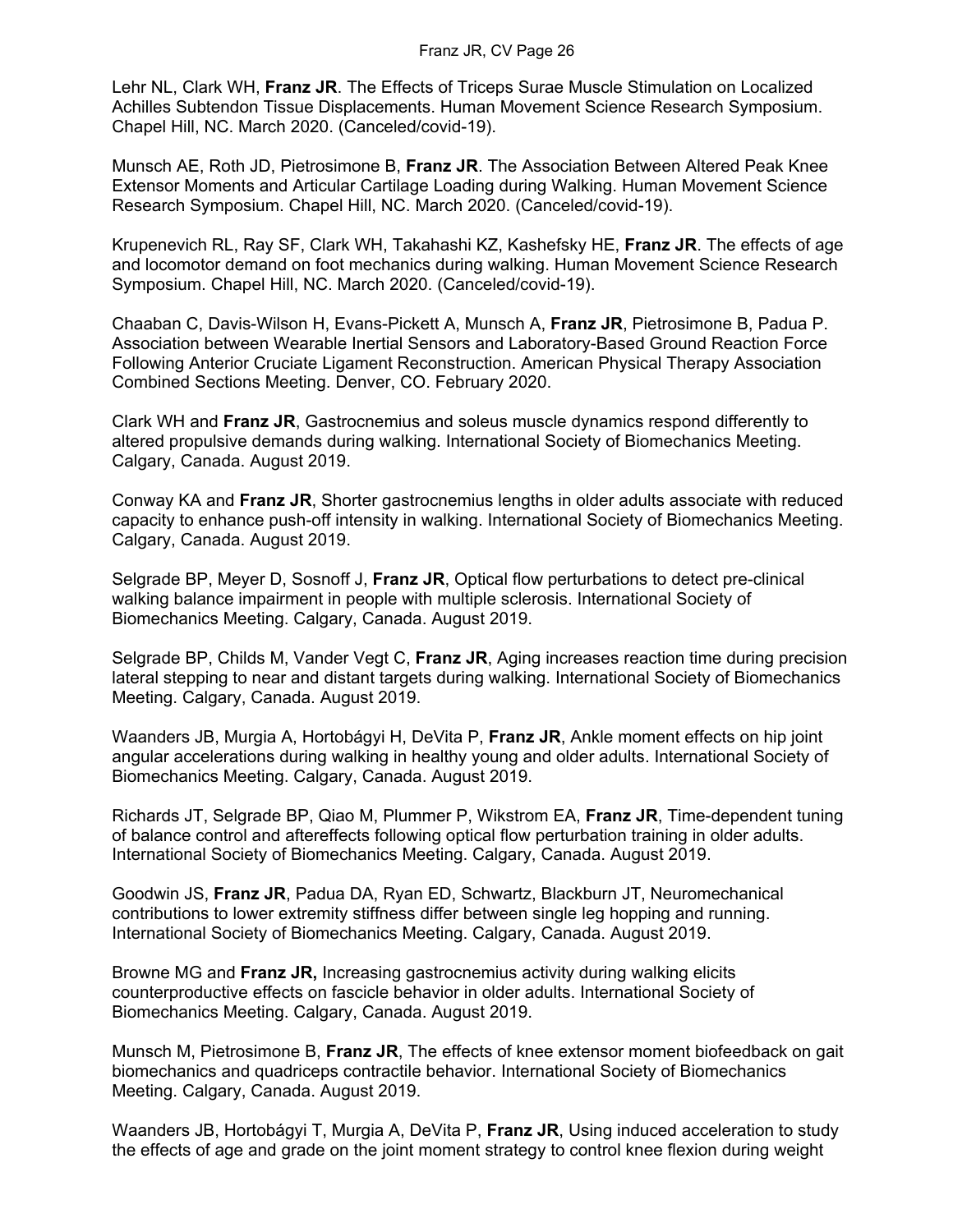Lehr NL, Clark WH, **Franz JR**. The Effects of Triceps Surae Muscle Stimulation on Localized Achilles Subtendon Tissue Displacements. Human Movement Science Research Symposium. Chapel Hill, NC. March 2020. (Canceled/covid-19).

Munsch AE, Roth JD, Pietrosimone B, **Franz JR**. The Association Between Altered Peak Knee Extensor Moments and Articular Cartilage Loading during Walking. Human Movement Science Research Symposium. Chapel Hill, NC. March 2020. (Canceled/covid-19).

Krupenevich RL, Ray SF, Clark WH, Takahashi KZ, Kashefsky HE, **Franz JR**. The effects of age and locomotor demand on foot mechanics during walking. Human Movement Science Research Symposium. Chapel Hill, NC. March 2020. (Canceled/covid-19).

Chaaban C, Davis-Wilson H, Evans-Pickett A, Munsch A, **Franz JR**, Pietrosimone B, Padua P. Association between Wearable Inertial Sensors and Laboratory-Based Ground Reaction Force Following Anterior Cruciate Ligament Reconstruction. American Physical Therapy Association Combined Sections Meeting. Denver, CO. February 2020.

Clark WH and **Franz JR**, Gastrocnemius and soleus muscle dynamics respond differently to altered propulsive demands during walking. International Society of Biomechanics Meeting. Calgary, Canada. August 2019.

Conway KA and **Franz JR**, Shorter gastrocnemius lengths in older adults associate with reduced capacity to enhance push-off intensity in walking. International Society of Biomechanics Meeting. Calgary, Canada. August 2019.

Selgrade BP, Meyer D, Sosnoff J, **Franz JR**, Optical flow perturbations to detect pre-clinical walking balance impairment in people with multiple sclerosis. International Society of Biomechanics Meeting. Calgary, Canada. August 2019.

Selgrade BP, Childs M, Vander Vegt C, **Franz JR**, Aging increases reaction time during precision lateral stepping to near and distant targets during walking. International Society of Biomechanics Meeting. Calgary, Canada. August 2019.

Waanders JB, Murgia A, Hortobágyi H, DeVita P, **Franz JR**, Ankle moment effects on hip joint angular accelerations during walking in healthy young and older adults. International Society of Biomechanics Meeting. Calgary, Canada. August 2019.

Richards JT, Selgrade BP, Qiao M, Plummer P, Wikstrom EA, **Franz JR**, Time-dependent tuning of balance control and aftereffects following optical flow perturbation training in older adults. International Society of Biomechanics Meeting. Calgary, Canada. August 2019.

Goodwin JS, **Franz JR**, Padua DA, Ryan ED, Schwartz, Blackburn JT, Neuromechanical contributions to lower extremity stiffness differ between single leg hopping and running. International Society of Biomechanics Meeting. Calgary, Canada. August 2019.

Browne MG and **Franz JR,** Increasing gastrocnemius activity during walking elicits counterproductive effects on fascicle behavior in older adults. International Society of Biomechanics Meeting. Calgary, Canada. August 2019.

Munsch M, Pietrosimone B, **Franz JR**, The effects of knee extensor moment biofeedback on gait biomechanics and quadriceps contractile behavior. International Society of Biomechanics Meeting. Calgary, Canada. August 2019.

Waanders JB, Hortobágyi T, Murgia A, DeVita P, **Franz JR**, Using induced acceleration to study the effects of age and grade on the joint moment strategy to control knee flexion during weight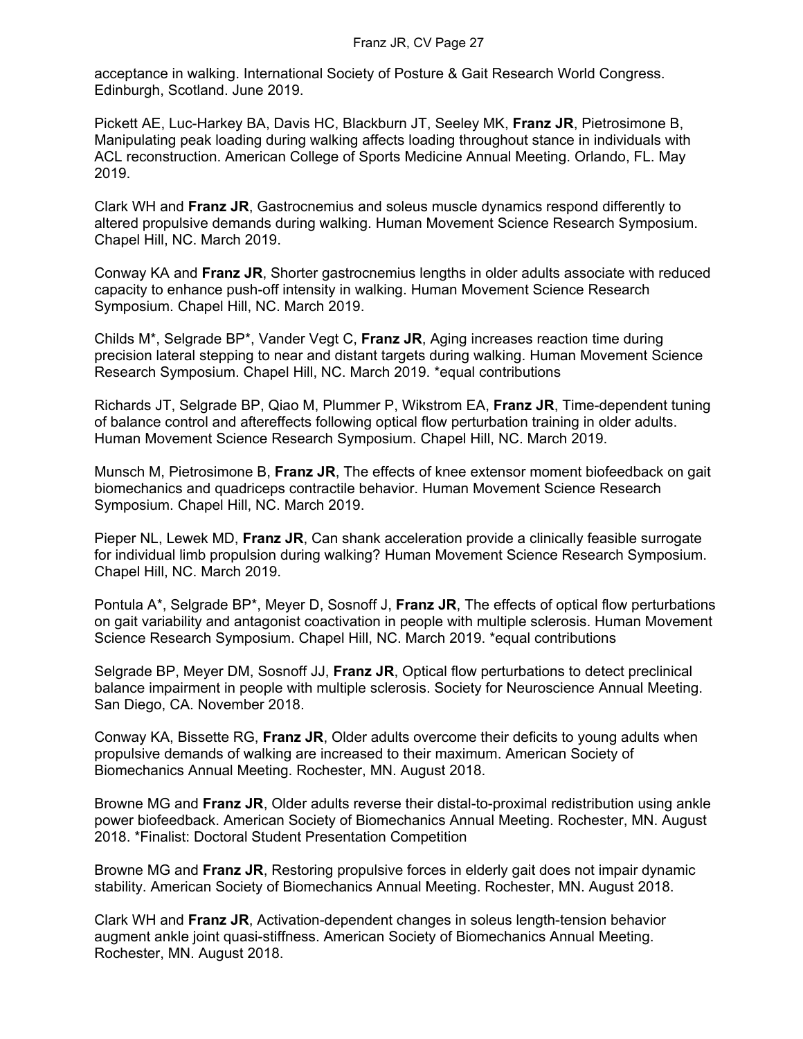acceptance in walking. International Society of Posture & Gait Research World Congress. Edinburgh, Scotland. June 2019.

Pickett AE, Luc-Harkey BA, Davis HC, Blackburn JT, Seeley MK, **Franz JR**, Pietrosimone B, Manipulating peak loading during walking affects loading throughout stance in individuals with ACL reconstruction. American College of Sports Medicine Annual Meeting. Orlando, FL. May 2019.

Clark WH and **Franz JR**, Gastrocnemius and soleus muscle dynamics respond differently to altered propulsive demands during walking. Human Movement Science Research Symposium. Chapel Hill, NC. March 2019.

Conway KA and **Franz JR**, Shorter gastrocnemius lengths in older adults associate with reduced capacity to enhance push-off intensity in walking. Human Movement Science Research Symposium. Chapel Hill, NC. March 2019.

Childs M*, Selgrade BP*, Vander Vegt C, **Franz JR**, Aging increases reaction time during precision lateral stepping to near and distant targets during walking. Human Movement Science Research Symposium. Chapel Hill, NC. March 2019. *equal contributions

Richards JT, Selgrade BP, Qiao M, Plummer P, Wikstrom EA, **Franz JR**, Time-dependent tuning of balance control and aftereffects following optical flow perturbation training in older adults. Human Movement Science Research Symposium. Chapel Hill, NC. March 2019.

Munsch M, Pietrosimone B, **Franz JR**, The effects of knee extensor moment biofeedback on gait biomechanics and quadriceps contractile behavior. Human Movement Science Research Symposium. Chapel Hill, NC. March 2019.

Pieper NL, Lewek MD, **Franz JR**, Can shank acceleration provide a clinically feasible surrogate for individual limb propulsion during walking? Human Movement Science Research Symposium. Chapel Hill, NC. March 2019.

Pontula A*, Selgrade BP*, Meyer D, Sosnoff J, **Franz JR**, The effects of optical flow perturbations on gait variability and antagonist coactivation in people with multiple sclerosis. Human Movement Science Research Symposium. Chapel Hill, NC. March 2019. *equal contributions

Selgrade BP, Meyer DM, Sosnoff JJ, **Franz JR**, Optical flow perturbations to detect preclinical balance impairment in people with multiple sclerosis. Society for Neuroscience Annual Meeting. San Diego, CA. November 2018.

Conway KA, Bissette RG, **Franz JR**, Older adults overcome their deficits to young adults when propulsive demands of walking are increased to their maximum. American Society of Biomechanics Annual Meeting. Rochester, MN. August 2018.

Browne MG and **Franz JR**, Older adults reverse their distal-to-proximal redistribution using ankle power biofeedback. American Society of Biomechanics Annual Meeting. Rochester, MN. August 2018. *Finalist: Doctoral Student Presentation Competition

Browne MG and **Franz JR**, Restoring propulsive forces in elderly gait does not impair dynamic stability. American Society of Biomechanics Annual Meeting. Rochester, MN. August 2018.

Clark WH and **Franz JR**, Activation-dependent changes in soleus length-tension behavior augment ankle joint quasi-stiffness. American Society of Biomechanics Annual Meeting. Rochester, MN. August 2018.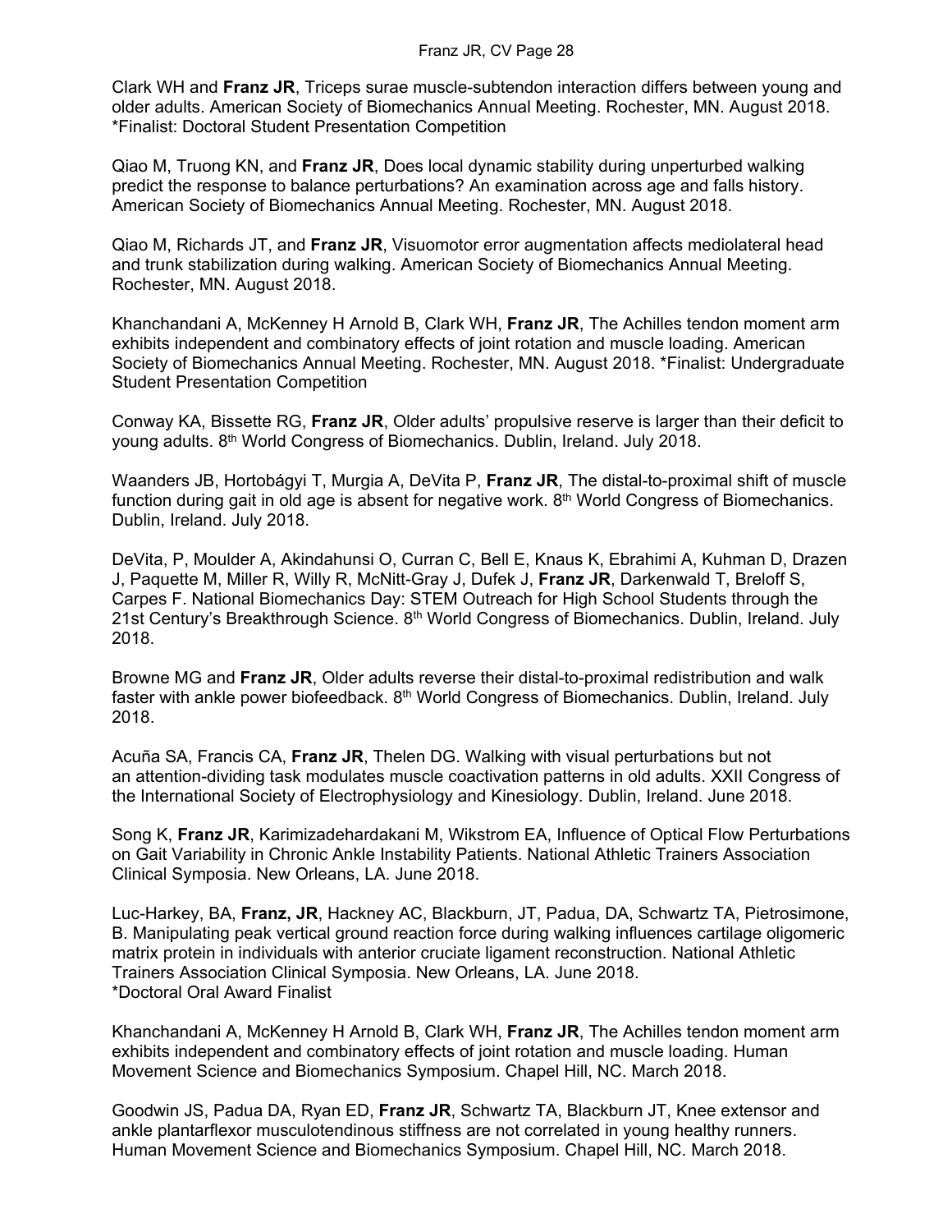Clark WH and **Franz JR**, Triceps surae muscle-subtendon interaction differs between young and older adults. American Society of Biomechanics Annual Meeting. Rochester, MN. August 2018. *Finalist: Doctoral Student Presentation Competition

Qiao M, Truong KN, and **Franz JR**, Does local dynamic stability during unperturbed walking predict the response to balance perturbations? An examination across age and falls history. American Society of Biomechanics Annual Meeting. Rochester, MN. August 2018.

Qiao M, Richards JT, and **Franz JR**, Visuomotor error augmentation affects mediolateral head and trunk stabilization during walking. American Society of Biomechanics Annual Meeting. Rochester, MN. August 2018.

Khanchandani A, McKenney H Arnold B, Clark WH, **Franz JR**, The Achilles tendon moment arm exhibits independent and combinatory effects of joint rotation and muscle loading. American Society of Biomechanics Annual Meeting. Rochester, MN. August 2018. *Finalist: Undergraduate Student Presentation Competition

Conway KA, Bissette RG, **Franz JR**, Older adults' propulsive reserve is larger than their deficit to young adults. 8th World Congress of Biomechanics. Dublin, Ireland. July 2018.

Waanders JB, Hortobágyi T, Murgia A, DeVita P, **Franz JR**, The distal-to-proximal shift of muscle function during gait in old age is absent for negative work. 8th World Congress of Biomechanics. Dublin, Ireland. July 2018.

DeVita, P, Moulder A, Akindahunsi O, Curran C, Bell E, Knaus K, Ebrahimi A, Kuhman D, Drazen J, Paquette M, Miller R, Willy R, McNitt-Gray J, Dufek J, **Franz JR**, Darkenwald T, Breloff S, Carpes F. National Biomechanics Day: STEM Outreach for High School Students through the 21st Century's Breakthrough Science. 8th World Congress of Biomechanics. Dublin, Ireland. July 2018.

Browne MG and **Franz JR**, Older adults reverse their distal-to-proximal redistribution and walk faster with ankle power biofeedback. 8th World Congress of Biomechanics. Dublin, Ireland. July 2018.

Acuña SA, Francis CA, **Franz JR**, Thelen DG. Walking with visual perturbations but not an attention-dividing task modulates muscle coactivation patterns in old adults. XXII Congress of the International Society of Electrophysiology and Kinesiology. Dublin, Ireland. June 2018.

Song K, **Franz JR**, Karimizadehardakani M, Wikstrom EA, Influence of Optical Flow Perturbations on Gait Variability in Chronic Ankle Instability Patients. National Athletic Trainers Association Clinical Symposia. New Orleans, LA. June 2018.

Luc-Harkey, BA, **Franz, JR**, Hackney AC, Blackburn, JT, Padua, DA, Schwartz TA, Pietrosimone, B. Manipulating peak vertical ground reaction force during walking influences cartilage oligomeric matrix protein in individuals with anterior cruciate ligament reconstruction. National Athletic Trainers Association Clinical Symposia. New Orleans, LA. June 2018.
*Doctoral Oral Award Finalist

Khanchandani A, McKenney H Arnold B, Clark WH, **Franz JR**, The Achilles tendon moment arm exhibits independent and combinatory effects of joint rotation and muscle loading. Human Movement Science and Biomechanics Symposium. Chapel Hill, NC. March 2018.

Goodwin JS, Padua DA, Ryan ED, **Franz JR**, Schwartz TA, Blackburn JT, Knee extensor and ankle plantarflexor musculotendinous stiffness are not correlated in young healthy runners. Human Movement Science and Biomechanics Symposium. Chapel Hill, NC. March 2018.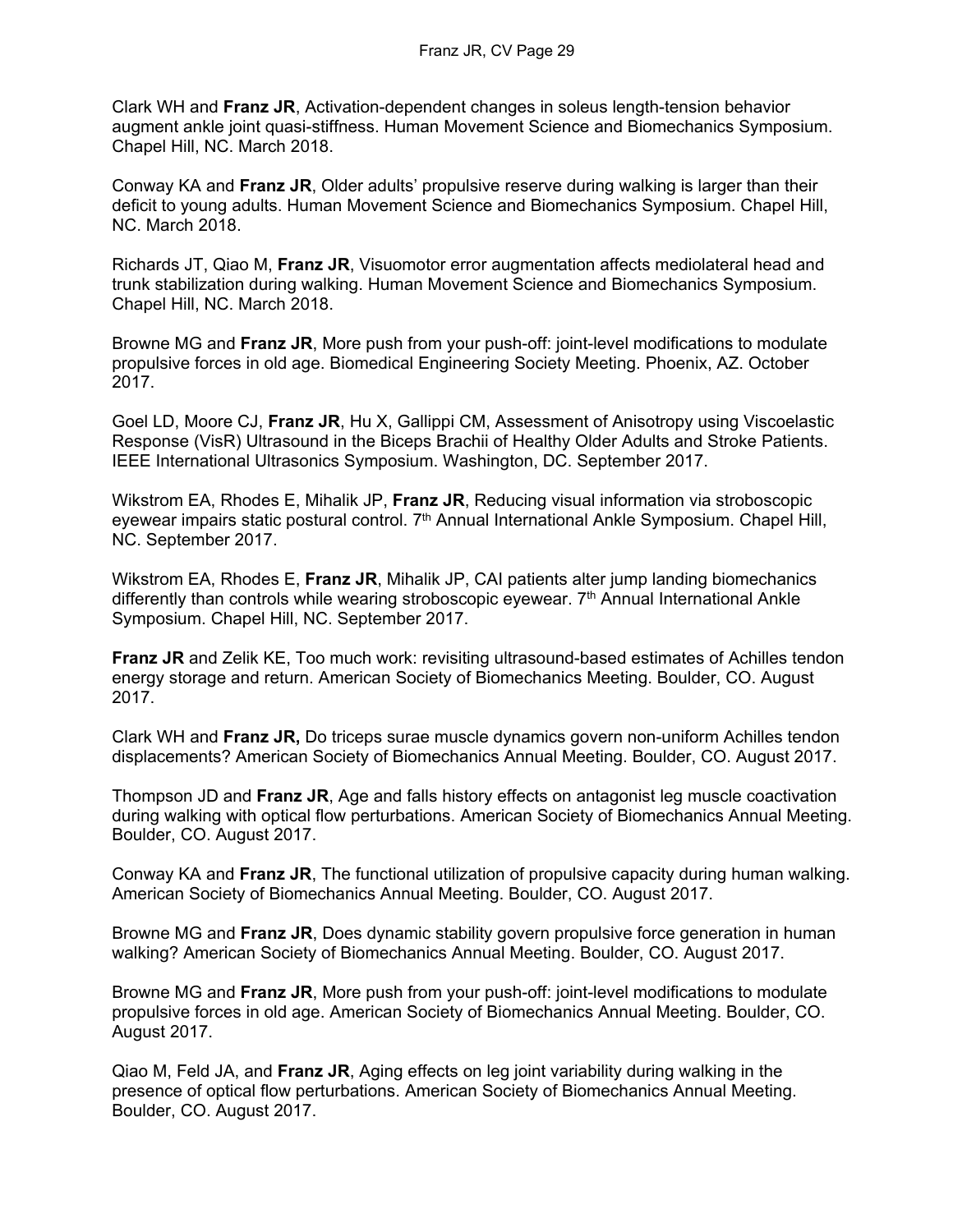Clark WH and **Franz JR**, Activation-dependent changes in soleus length-tension behavior augment ankle joint quasi-stiffness. Human Movement Science and Biomechanics Symposium. Chapel Hill, NC. March 2018.

Conway KA and **Franz JR**, Older adults' propulsive reserve during walking is larger than their deficit to young adults. Human Movement Science and Biomechanics Symposium. Chapel Hill, NC. March 2018.

Richards JT, Qiao M, **Franz JR**, Visuomotor error augmentation affects mediolateral head and trunk stabilization during walking. Human Movement Science and Biomechanics Symposium. Chapel Hill, NC. March 2018.

Browne MG and **Franz JR**, More push from your push-off: joint-level modifications to modulate propulsive forces in old age. Biomedical Engineering Society Meeting. Phoenix, AZ. October 2017.

Goel LD, Moore CJ, **Franz JR**, Hu X, Gallippi CM, Assessment of Anisotropy using Viscoelastic Response (VisR) Ultrasound in the Biceps Brachii of Healthy Older Adults and Stroke Patients. IEEE International Ultrasonics Symposium. Washington, DC. September 2017.

Wikstrom EA, Rhodes E, Mihalik JP, **Franz JR**, Reducing visual information via stroboscopic eyewear impairs static postural control. 7th Annual International Ankle Symposium. Chapel Hill, NC. September 2017.

Wikstrom EA, Rhodes E, **Franz JR**, Mihalik JP, CAI patients alter jump landing biomechanics differently than controls while wearing stroboscopic eyewear. 7th Annual International Ankle Symposium. Chapel Hill, NC. September 2017.

**Franz JR** and Zelik KE, Too much work: revisiting ultrasound-based estimates of Achilles tendon energy storage and return. American Society of Biomechanics Meeting. Boulder, CO. August 2017.

Clark WH and **Franz JR,** Do triceps surae muscle dynamics govern non-uniform Achilles tendon displacements? American Society of Biomechanics Annual Meeting. Boulder, CO. August 2017.

Thompson JD and **Franz JR**, Age and falls history effects on antagonist leg muscle coactivation during walking with optical flow perturbations. American Society of Biomechanics Annual Meeting. Boulder, CO. August 2017.

Conway KA and **Franz JR**, The functional utilization of propulsive capacity during human walking. American Society of Biomechanics Annual Meeting. Boulder, CO. August 2017.

Browne MG and **Franz JR**, Does dynamic stability govern propulsive force generation in human walking? American Society of Biomechanics Annual Meeting. Boulder, CO. August 2017.

Browne MG and **Franz JR**, More push from your push-off: joint-level modifications to modulate propulsive forces in old age. American Society of Biomechanics Annual Meeting. Boulder, CO. August 2017.

Qiao M, Feld JA, and **Franz JR**, Aging effects on leg joint variability during walking in the presence of optical flow perturbations. American Society of Biomechanics Annual Meeting. Boulder, CO. August 2017.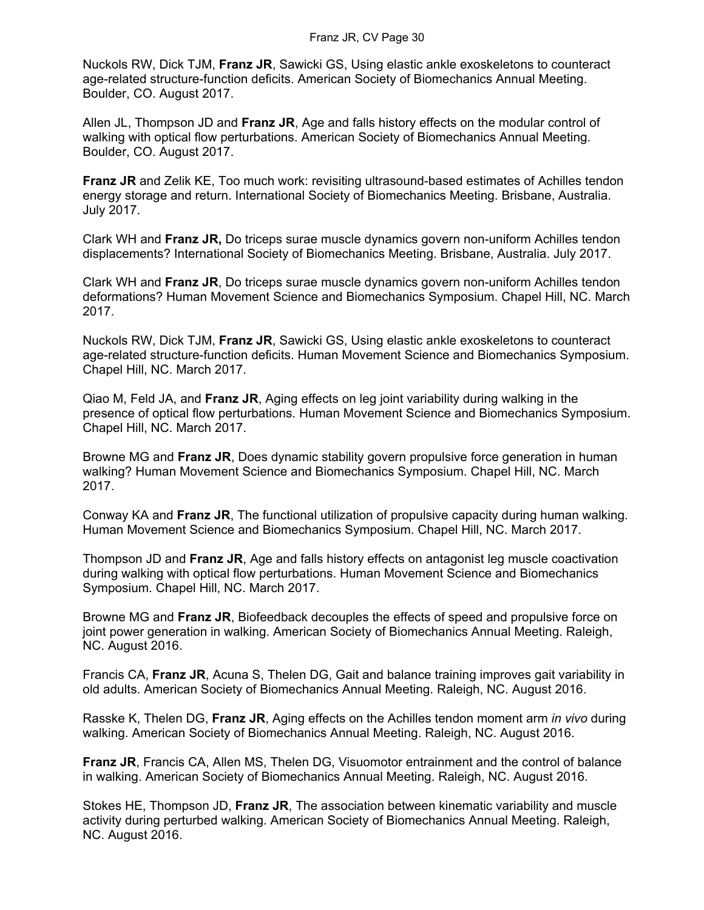Nuckols RW, Dick TJM, **Franz JR**, Sawicki GS, Using elastic ankle exoskeletons to counteract age-related structure-function deficits. American Society of Biomechanics Annual Meeting. Boulder, CO. August 2017.

Allen JL, Thompson JD and **Franz JR**, Age and falls history effects on the modular control of walking with optical flow perturbations. American Society of Biomechanics Annual Meeting. Boulder, CO. August 2017.

**Franz JR** and Zelik KE, Too much work: revisiting ultrasound-based estimates of Achilles tendon energy storage and return. International Society of Biomechanics Meeting. Brisbane, Australia. July 2017.

Clark WH and **Franz JR,** Do triceps surae muscle dynamics govern non-uniform Achilles tendon displacements? International Society of Biomechanics Meeting. Brisbane, Australia. July 2017.

Clark WH and **Franz JR**, Do triceps surae muscle dynamics govern non-uniform Achilles tendon deformations? Human Movement Science and Biomechanics Symposium. Chapel Hill, NC. March 2017.

Nuckols RW, Dick TJM, **Franz JR**, Sawicki GS, Using elastic ankle exoskeletons to counteract age-related structure-function deficits. Human Movement Science and Biomechanics Symposium. Chapel Hill, NC. March 2017.

Qiao M, Feld JA, and **Franz JR**, Aging effects on leg joint variability during walking in the presence of optical flow perturbations. Human Movement Science and Biomechanics Symposium. Chapel Hill, NC. March 2017.

Browne MG and **Franz JR**, Does dynamic stability govern propulsive force generation in human walking? Human Movement Science and Biomechanics Symposium. Chapel Hill, NC. March 2017.

Conway KA and **Franz JR**, The functional utilization of propulsive capacity during human walking. Human Movement Science and Biomechanics Symposium. Chapel Hill, NC. March 2017.

Thompson JD and **Franz JR**, Age and falls history effects on antagonist leg muscle coactivation during walking with optical flow perturbations. Human Movement Science and Biomechanics Symposium. Chapel Hill, NC. March 2017.

Browne MG and **Franz JR**, Biofeedback decouples the effects of speed and propulsive force on joint power generation in walking. American Society of Biomechanics Annual Meeting. Raleigh, NC. August 2016.

Francis CA, **Franz JR**, Acuna S, Thelen DG, Gait and balance training improves gait variability in old adults. American Society of Biomechanics Annual Meeting. Raleigh, NC. August 2016.

Rasske K, Thelen DG, **Franz JR**, Aging effects on the Achilles tendon moment arm *in vivo* during walking. American Society of Biomechanics Annual Meeting. Raleigh, NC. August 2016.

**Franz JR**, Francis CA, Allen MS, Thelen DG, Visuomotor entrainment and the control of balance in walking. American Society of Biomechanics Annual Meeting. Raleigh, NC. August 2016.

Stokes HE, Thompson JD, **Franz JR**, The association between kinematic variability and muscle activity during perturbed walking. American Society of Biomechanics Annual Meeting. Raleigh, NC. August 2016.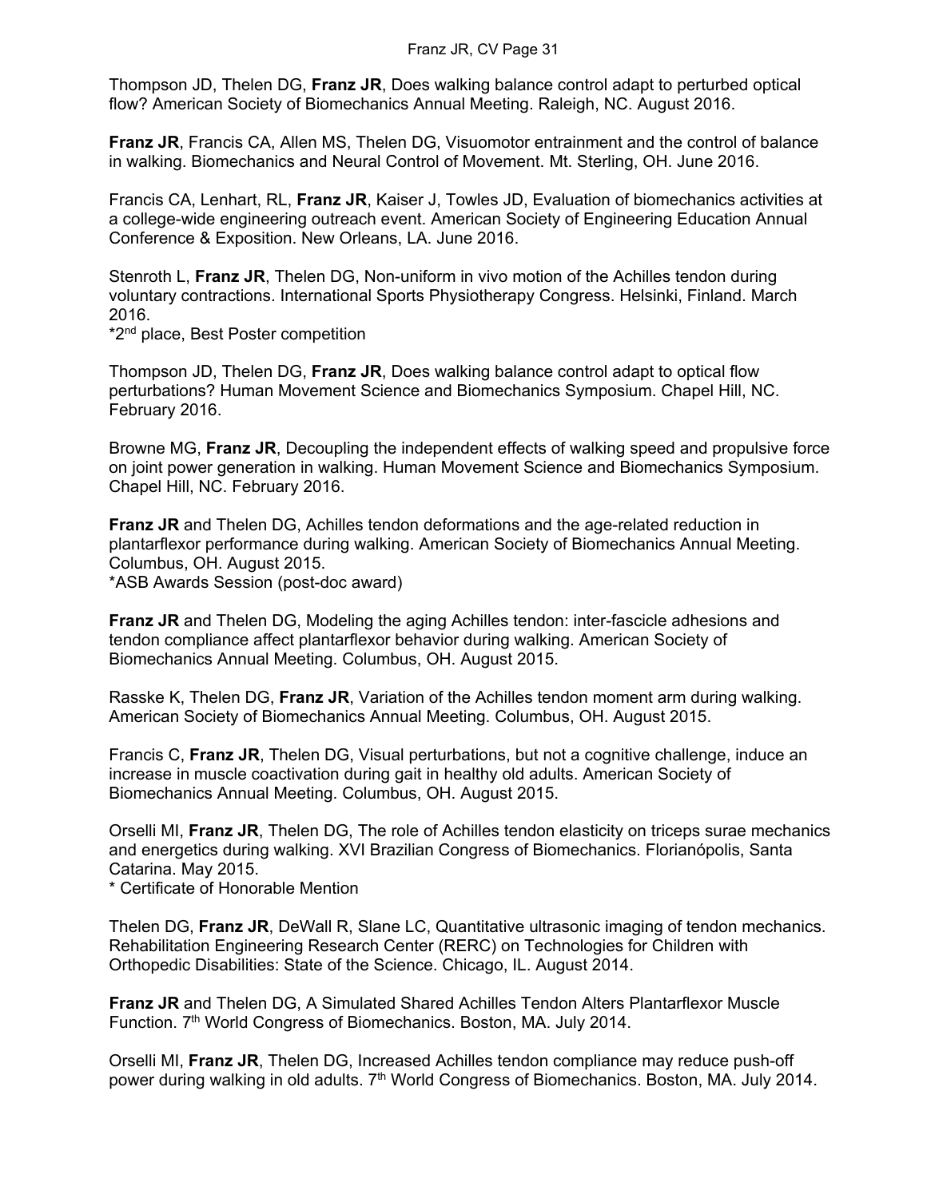Thompson JD, Thelen DG, **Franz JR**, Does walking balance control adapt to perturbed optical flow? American Society of Biomechanics Annual Meeting. Raleigh, NC. August 2016.

**Franz JR**, Francis CA, Allen MS, Thelen DG, Visuomotor entrainment and the control of balance in walking. Biomechanics and Neural Control of Movement. Mt. Sterling, OH. June 2016.

Francis CA, Lenhart, RL, **Franz JR**, Kaiser J, Towles JD, Evaluation of biomechanics activities at a college-wide engineering outreach event. American Society of Engineering Education Annual Conference & Exposition. New Orleans, LA. June 2016.

Stenroth L, **Franz JR**, Thelen DG, Non-uniform in vivo motion of the Achilles tendon during voluntary contractions. International Sports Physiotherapy Congress. Helsinki, Finland. March 2016.
*2nd place, Best Poster competition

Thompson JD, Thelen DG, **Franz JR**, Does walking balance control adapt to optical flow perturbations? Human Movement Science and Biomechanics Symposium. Chapel Hill, NC. February 2016.

Browne MG, **Franz JR**, Decoupling the independent effects of walking speed and propulsive force on joint power generation in walking. Human Movement Science and Biomechanics Symposium. Chapel Hill, NC. February 2016.

**Franz JR** and Thelen DG, Achilles tendon deformations and the age-related reduction in plantarflexor performance during walking. American Society of Biomechanics Annual Meeting. Columbus, OH. August 2015.
*ASB Awards Session (post-doc award)

**Franz JR** and Thelen DG, Modeling the aging Achilles tendon: inter-fascicle adhesions and tendon compliance affect plantarflexor behavior during walking. American Society of Biomechanics Annual Meeting. Columbus, OH. August 2015.

Rasske K, Thelen DG, **Franz JR**, Variation of the Achilles tendon moment arm during walking. American Society of Biomechanics Annual Meeting. Columbus, OH. August 2015.

Francis C, **Franz JR**, Thelen DG, Visual perturbations, but not a cognitive challenge, induce an increase in muscle coactivation during gait in healthy old adults. American Society of Biomechanics Annual Meeting. Columbus, OH. August 2015.

Orselli MI, **Franz JR**, Thelen DG, The role of Achilles tendon elasticity on triceps surae mechanics and energetics during walking. XVI Brazilian Congress of Biomechanics. Florianópolis, Santa Catarina. May 2015.
* Certificate of Honorable Mention

Thelen DG, **Franz JR**, DeWall R, Slane LC, Quantitative ultrasonic imaging of tendon mechanics. Rehabilitation Engineering Research Center (RERC) on Technologies for Children with Orthopedic Disabilities: State of the Science. Chicago, IL. August 2014.

**Franz JR** and Thelen DG, A Simulated Shared Achilles Tendon Alters Plantarflexor Muscle Function. 7th World Congress of Biomechanics. Boston, MA. July 2014.

Orselli MI, **Franz JR**, Thelen DG, Increased Achilles tendon compliance may reduce push-off power during walking in old adults. 7th World Congress of Biomechanics. Boston, MA. July 2014.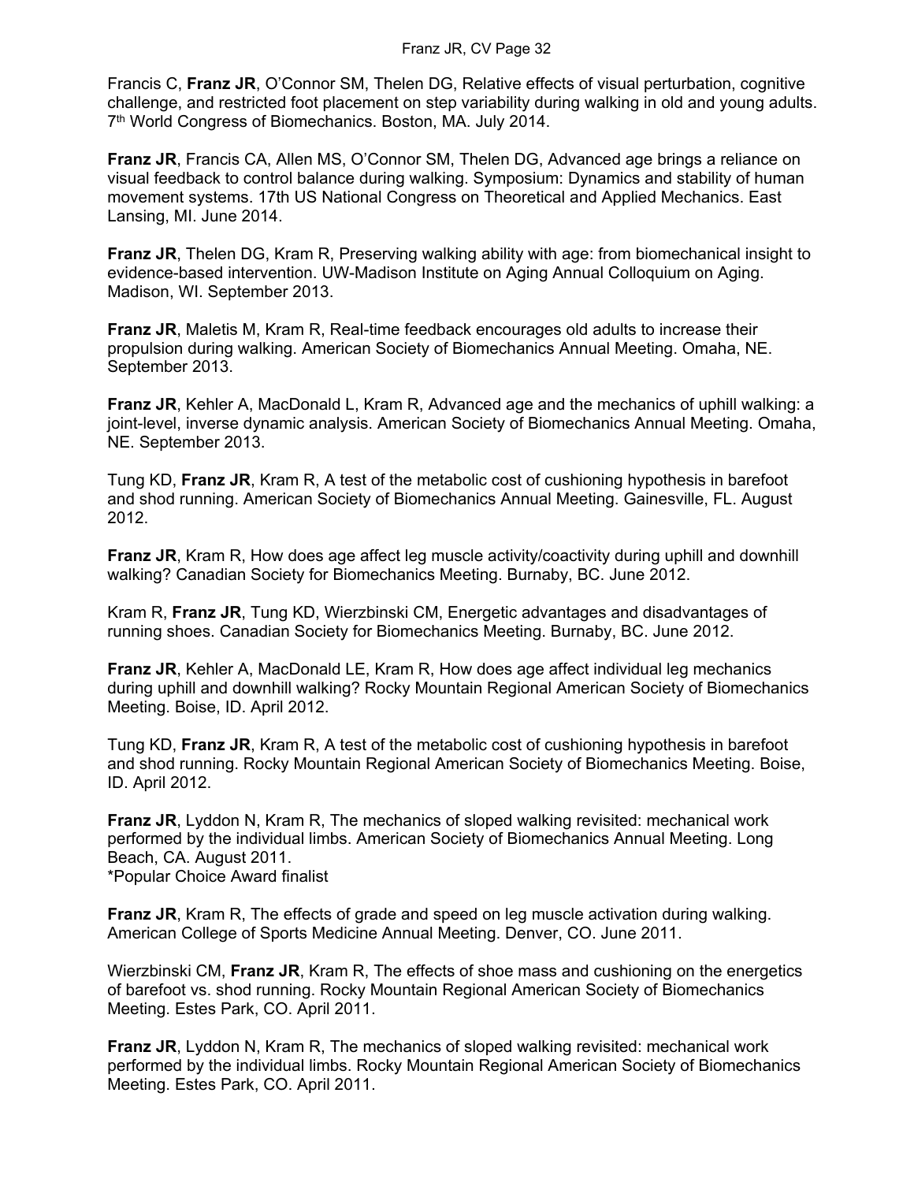Francis C, **Franz JR**, O'Connor SM, Thelen DG, Relative effects of visual perturbation, cognitive challenge, and restricted foot placement on step variability during walking in old and young adults. 7th World Congress of Biomechanics. Boston, MA. July 2014.

**Franz JR**, Francis CA, Allen MS, O'Connor SM, Thelen DG, Advanced age brings a reliance on visual feedback to control balance during walking. Symposium: Dynamics and stability of human movement systems. 17th US National Congress on Theoretical and Applied Mechanics. East Lansing, MI. June 2014.

**Franz JR**, Thelen DG, Kram R, Preserving walking ability with age: from biomechanical insight to evidence-based intervention. UW-Madison Institute on Aging Annual Colloquium on Aging. Madison, WI. September 2013.

**Franz JR**, Maletis M, Kram R, Real-time feedback encourages old adults to increase their propulsion during walking. American Society of Biomechanics Annual Meeting. Omaha, NE. September 2013.

**Franz JR**, Kehler A, MacDonald L, Kram R, Advanced age and the mechanics of uphill walking: a joint-level, inverse dynamic analysis. American Society of Biomechanics Annual Meeting. Omaha, NE. September 2013.

Tung KD, **Franz JR**, Kram R, A test of the metabolic cost of cushioning hypothesis in barefoot and shod running. American Society of Biomechanics Annual Meeting. Gainesville, FL. August 2012.

**Franz JR**, Kram R, How does age affect leg muscle activity/coactivity during uphill and downhill walking? Canadian Society for Biomechanics Meeting. Burnaby, BC. June 2012.

Kram R, **Franz JR**, Tung KD, Wierzbinski CM, Energetic advantages and disadvantages of running shoes. Canadian Society for Biomechanics Meeting. Burnaby, BC. June 2012.

**Franz JR**, Kehler A, MacDonald LE, Kram R, How does age affect individual leg mechanics during uphill and downhill walking? Rocky Mountain Regional American Society of Biomechanics Meeting. Boise, ID. April 2012.

Tung KD, **Franz JR**, Kram R, A test of the metabolic cost of cushioning hypothesis in barefoot and shod running. Rocky Mountain Regional American Society of Biomechanics Meeting. Boise, ID. April 2012.

**Franz JR**, Lyddon N, Kram R, The mechanics of sloped walking revisited: mechanical work performed by the individual limbs. American Society of Biomechanics Annual Meeting. Long Beach, CA. August 2011.
*Popular Choice Award finalist

**Franz JR**, Kram R, The effects of grade and speed on leg muscle activation during walking. American College of Sports Medicine Annual Meeting. Denver, CO. June 2011.

Wierzbinski CM, **Franz JR**, Kram R, The effects of shoe mass and cushioning on the energetics of barefoot vs. shod running. Rocky Mountain Regional American Society of Biomechanics Meeting. Estes Park, CO. April 2011.

**Franz JR**, Lyddon N, Kram R, The mechanics of sloped walking revisited: mechanical work performed by the individual limbs. Rocky Mountain Regional American Society of Biomechanics Meeting. Estes Park, CO. April 2011.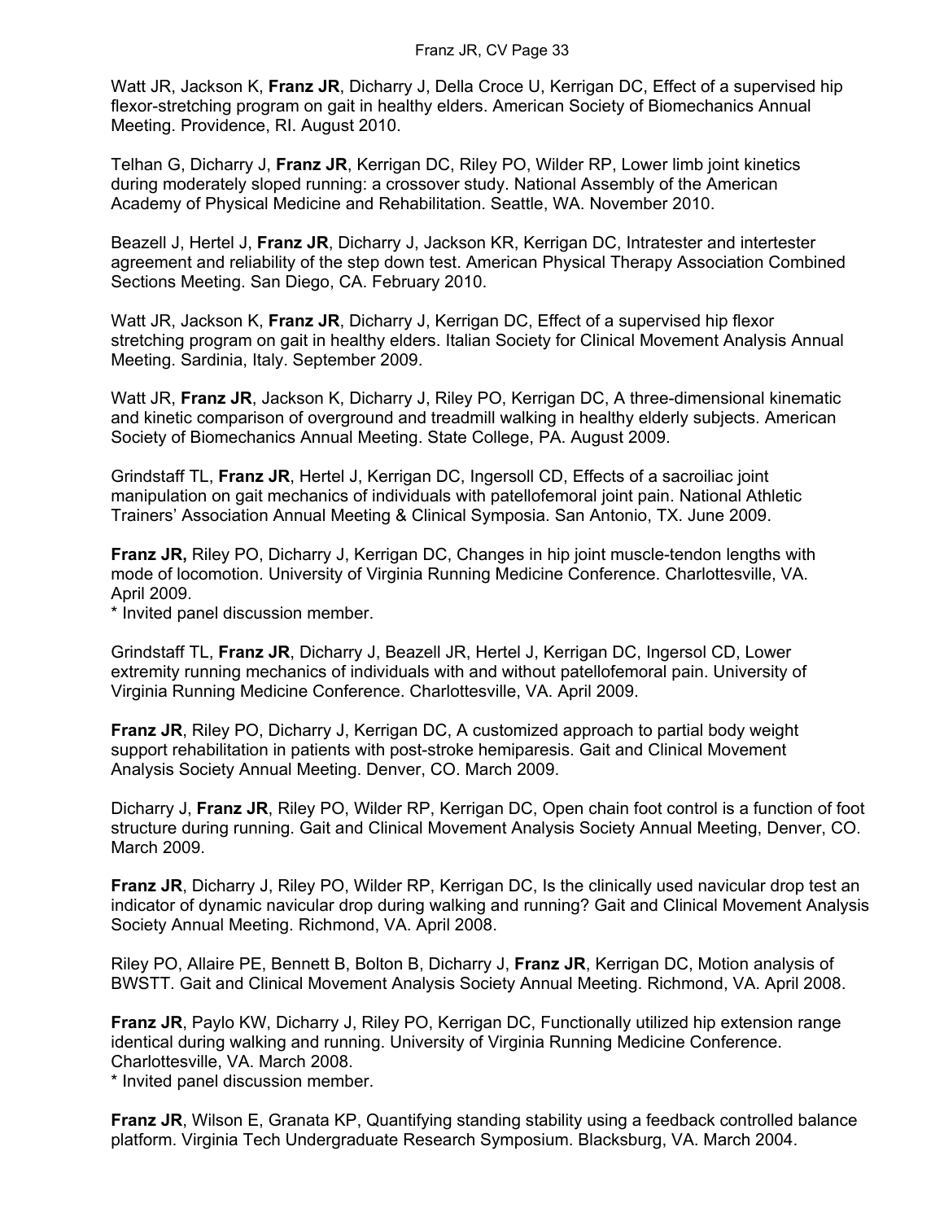Watt JR, Jackson K, **Franz JR**, Dicharry J, Della Croce U, Kerrigan DC, Effect of a supervised hip flexor-stretching program on gait in healthy elders. American Society of Biomechanics Annual Meeting. Providence, RI. August 2010.

Telhan G, Dicharry J, **Franz JR**, Kerrigan DC, Riley PO, Wilder RP, Lower limb joint kinetics during moderately sloped running: a crossover study. National Assembly of the American Academy of Physical Medicine and Rehabilitation. Seattle, WA. November 2010.

Beazell J, Hertel J, **Franz JR**, Dicharry J, Jackson KR, Kerrigan DC, Intratester and intertester agreement and reliability of the step down test. American Physical Therapy Association Combined Sections Meeting. San Diego, CA. February 2010.

Watt JR, Jackson K, **Franz JR**, Dicharry J, Kerrigan DC, Effect of a supervised hip flexor stretching program on gait in healthy elders. Italian Society for Clinical Movement Analysis Annual Meeting. Sardinia, Italy. September 2009.

Watt JR, **Franz JR**, Jackson K, Dicharry J, Riley PO, Kerrigan DC, A three-dimensional kinematic and kinetic comparison of overground and treadmill walking in healthy elderly subjects. American Society of Biomechanics Annual Meeting. State College, PA. August 2009.

Grindstaff TL, **Franz JR**, Hertel J, Kerrigan DC, Ingersoll CD, Effects of a sacroiliac joint manipulation on gait mechanics of individuals with patellofemoral joint pain. National Athletic Trainers' Association Annual Meeting & Clinical Symposia. San Antonio, TX. June 2009.

**Franz JR,** Riley PO, Dicharry J, Kerrigan DC, Changes in hip joint muscle-tendon lengths with mode of locomotion. University of Virginia Running Medicine Conference. Charlottesville, VA. April 2009.
* Invited panel discussion member.

Grindstaff TL, **Franz JR**, Dicharry J, Beazell JR, Hertel J, Kerrigan DC, Ingersol CD, Lower extremity running mechanics of individuals with and without patellofemoral pain. University of Virginia Running Medicine Conference. Charlottesville, VA. April 2009.

**Franz JR**, Riley PO, Dicharry J, Kerrigan DC, A customized approach to partial body weight support rehabilitation in patients with post-stroke hemiparesis. Gait and Clinical Movement Analysis Society Annual Meeting. Denver, CO. March 2009.

Dicharry J, **Franz JR**, Riley PO, Wilder RP, Kerrigan DC, Open chain foot control is a function of foot structure during running. Gait and Clinical Movement Analysis Society Annual Meeting, Denver, CO. March 2009.

**Franz JR**, Dicharry J, Riley PO, Wilder RP, Kerrigan DC, Is the clinically used navicular drop test an indicator of dynamic navicular drop during walking and running? Gait and Clinical Movement Analysis Society Annual Meeting. Richmond, VA. April 2008.

Riley PO, Allaire PE, Bennett B, Bolton B, Dicharry J, **Franz JR**, Kerrigan DC, Motion analysis of BWSTT. Gait and Clinical Movement Analysis Society Annual Meeting. Richmond, VA. April 2008.

**Franz JR**, Paylo KW, Dicharry J, Riley PO, Kerrigan DC, Functionally utilized hip extension range identical during walking and running. University of Virginia Running Medicine Conference. Charlottesville, VA. March 2008.
* Invited panel discussion member.

**Franz JR**, Wilson E, Granata KP, Quantifying standing stability using a feedback controlled balance platform. Virginia Tech Undergraduate Research Symposium. Blacksburg, VA. March 2004.